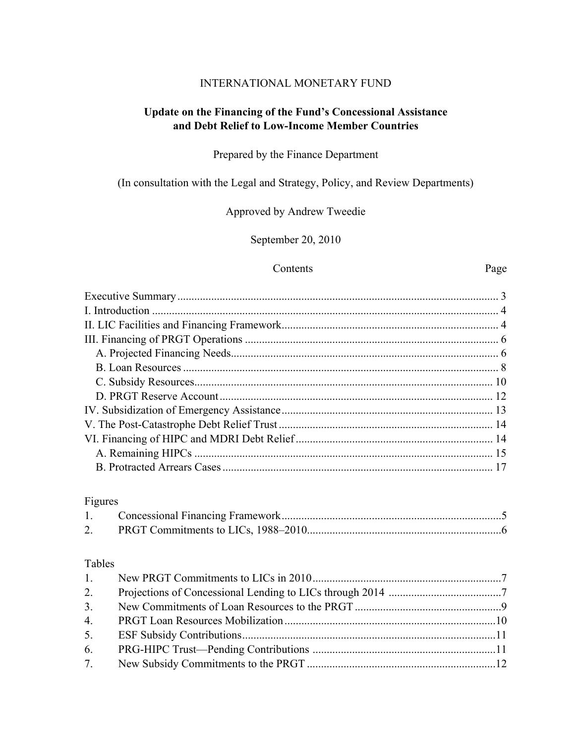INTERNATIONAL MONETARY FUND

# Update on the Financing of the Fund's Concessional Assistance and Debt Relief to Low-Income Member Countries

Prepared by the Finance Department

(In consultation with the Legal and Strategy, Policy, and Review Departments)

Approved by Andrew Tweedie

September 20, 2010

| Contents | Page |
|---|---|
| Executive Summary | 3 |
| I. Introduction | 4 |
| II. LIC Facilities and Financing Framework | 4 |
| III. Financing of PRGT Operations | 6 |
| A. Projected Financing Needs | 6 |
| B. Loan Resources | 8 |
| C. Subsidy Resources | 10 |
| D. PRGT Reserve Account | 12 |
| IV. Subsidization of Emergency Assistance | 13 |
| V. The Post-Catastrophe Debt Relief Trust | 14 |
| VI. Financing of HIPC and MDRI Debt Relief | 14 |
| A. Remaining HIPCs | 15 |
| B. Protracted Arrears Cases | 17 |

Figures

| | | |
|---|---|---|
| 1. | Concessional Financing Framework | 5 |
| 2. | PRGT Commitments to LICs, 1988–2010 | 6 |

Tables

| | | |
|---|---|---|
| 1. | New PRGT Commitments to LICs in 2010 | 7 |
| 2. | Projections of Concessional Lending to LICs through 2014 | 7 |
| 3. | New Commitments of Loan Resources to the PRGT | 9 |
| 4. | PRGT Loan Resources Mobilization | 10 |
| 5. | ESF Subsidy Contributions | 11 |
| 6. | PRG-HIPC Trust—Pending Contributions | 11 |
| 7. | New Subsidy Commitments to the PRGT | 12 |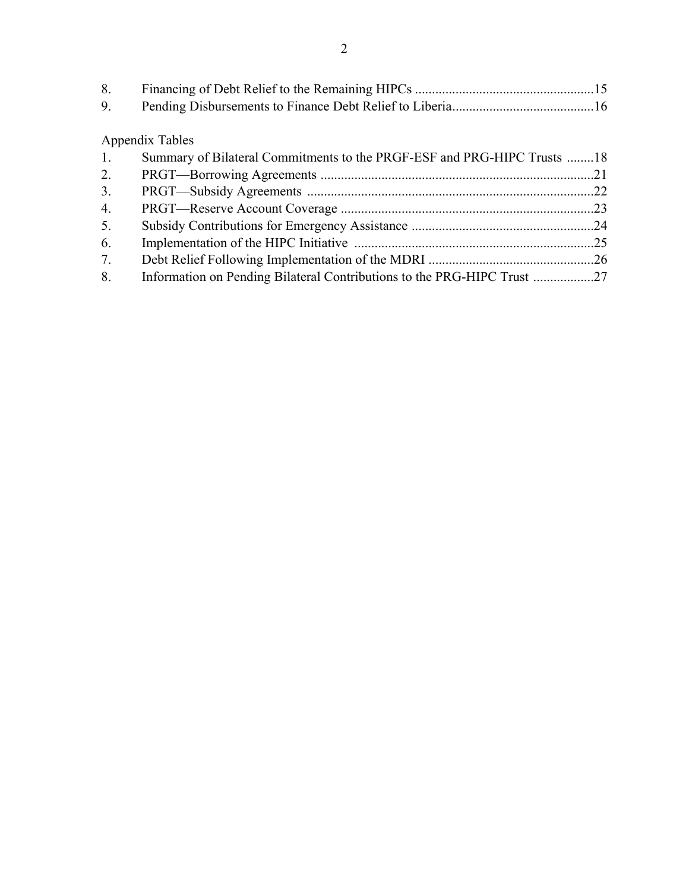8. Financing of Debt Relief to the Remaining HIPCs .....................................................15
9. Pending Disbursements to Finance Debt Relief to Liberia..........................................16

Appendix Tables

1. Summary of Bilateral Commitments to the PRGF-ESF and PRG-HIPC Trusts ........18
2. PRGT—Borrowing Agreements .................................................................................21
3. PRGT—Subsidy Agreements .....................................................................................22
4. PRGT—Reserve Account Coverage ...........................................................................23
5. Subsidy Contributions for Emergency Assistance ......................................................24
6. Implementation of the HIPC Initiative .......................................................................25
7. Debt Relief Following Implementation of the MDRI .................................................26
8. Information on Pending Bilateral Contributions to the PRG-HIPC Trust ..................27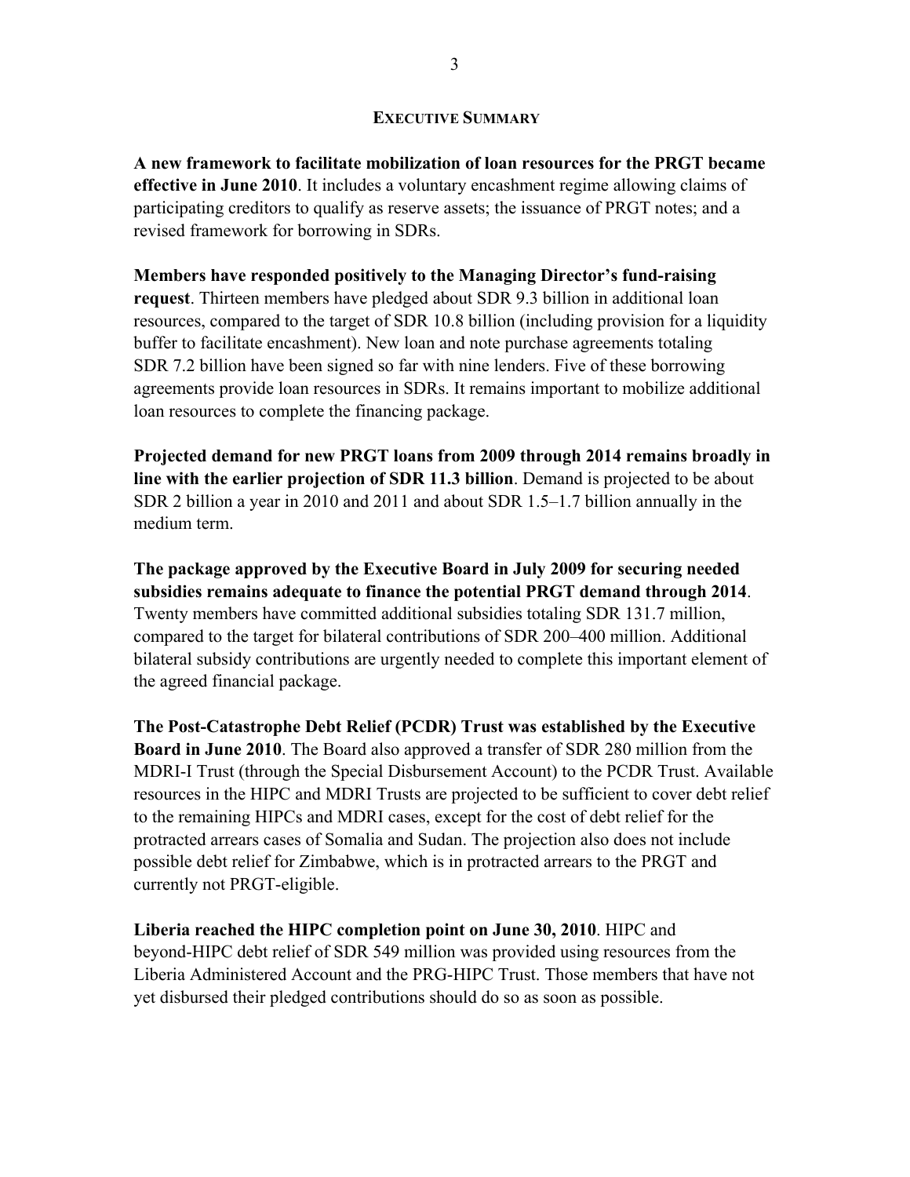## EXECUTIVE SUMMARY

**A new framework to facilitate mobilization of loan resources for the PRGT became effective in June 2010**. It includes a voluntary encashment regime allowing claims of participating creditors to qualify as reserve assets; the issuance of PRGT notes; and a revised framework for borrowing in SDRs.

**Members have responded positively to the Managing Director's fund-raising request**. Thirteen members have pledged about SDR 9.3 billion in additional loan resources, compared to the target of SDR 10.8 billion (including provision for a liquidity buffer to facilitate encashment). New loan and note purchase agreements totaling SDR 7.2 billion have been signed so far with nine lenders. Five of these borrowing agreements provide loan resources in SDRs. It remains important to mobilize additional loan resources to complete the financing package.

**Projected demand for new PRGT loans from 2009 through 2014 remains broadly in line with the earlier projection of SDR 11.3 billion**. Demand is projected to be about SDR 2 billion a year in 2010 and 2011 and about SDR 1.5–1.7 billion annually in the medium term.

**The package approved by the Executive Board in July 2009 for securing needed subsidies remains adequate to finance the potential PRGT demand through 2014**. Twenty members have committed additional subsidies totaling SDR 131.7 million, compared to the target for bilateral contributions of SDR 200–400 million. Additional bilateral subsidy contributions are urgently needed to complete this important element of the agreed financial package.

**The Post-Catastrophe Debt Relief (PCDR) Trust was established by the Executive Board in June 2010**. The Board also approved a transfer of SDR 280 million from the MDRI-I Trust (through the Special Disbursement Account) to the PCDR Trust. Available resources in the HIPC and MDRI Trusts are projected to be sufficient to cover debt relief to the remaining HIPCs and MDRI cases, except for the cost of debt relief for the protracted arrears cases of Somalia and Sudan. The projection also does not include possible debt relief for Zimbabwe, which is in protracted arrears to the PRGT and currently not PRGT-eligible.

**Liberia reached the HIPC completion point on June 30, 2010**. HIPC and beyond-HIPC debt relief of SDR 549 million was provided using resources from the Liberia Administered Account and the PRG-HIPC Trust. Those members that have not yet disbursed their pledged contributions should do so as soon as possible.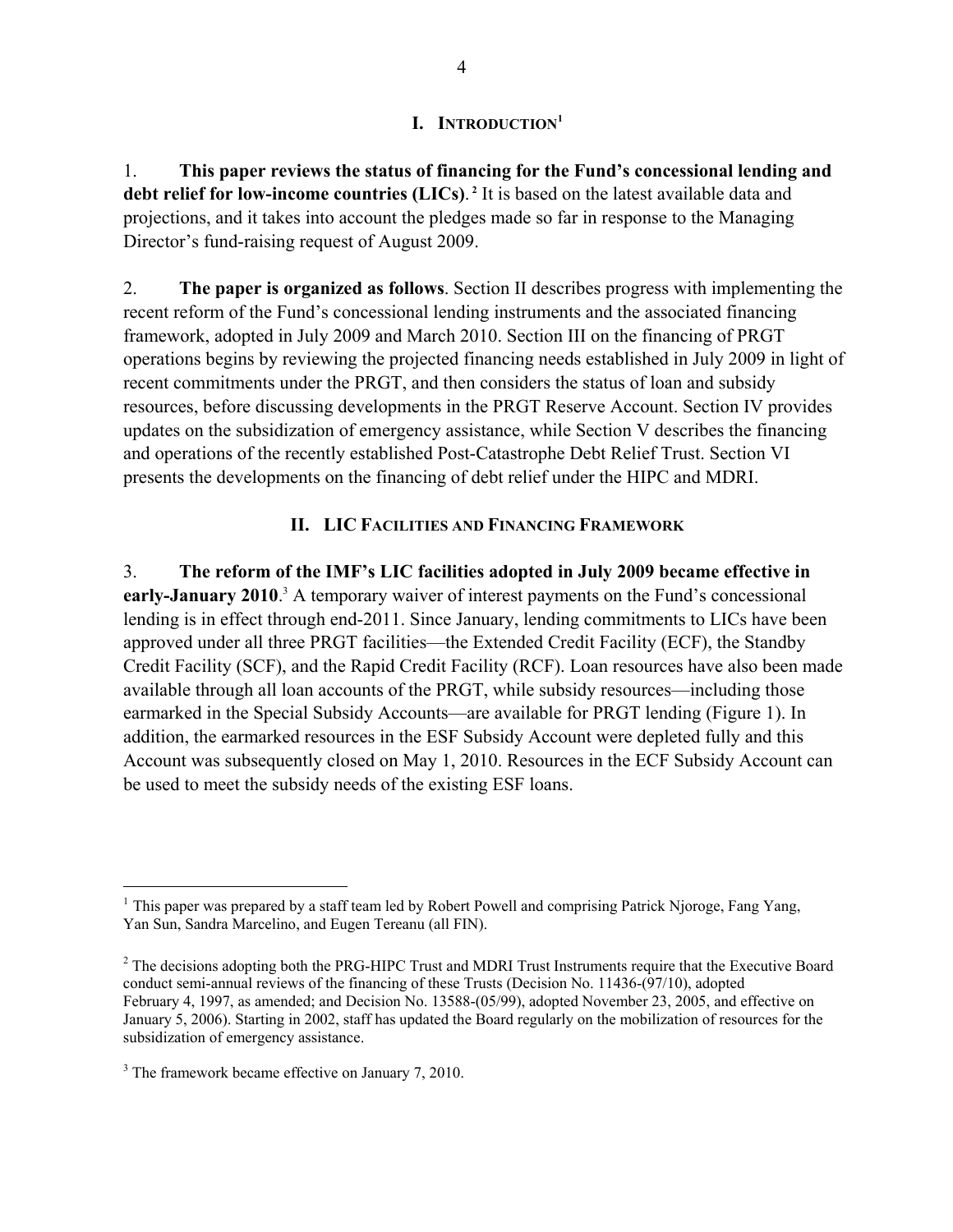## I. INTRODUCTION[1]

1. **This paper reviews the status of financing for the Fund's concessional lending and debt relief for low-income countries (LICs).**[2] It is based on the latest available data and projections, and it takes into account the pledges made so far in response to the Managing Director's fund-raising request of August 2009.

2. **The paper is organized as follows**. Section II describes progress with implementing the recent reform of the Fund's concessional lending instruments and the associated financing framework, adopted in July 2009 and March 2010. Section III on the financing of PRGT operations begins by reviewing the projected financing needs established in July 2009 in light of recent commitments under the PRGT, and then considers the status of loan and subsidy resources, before discussing developments in the PRGT Reserve Account. Section IV provides updates on the subsidization of emergency assistance, while Section V describes the financing and operations of the recently established Post-Catastrophe Debt Relief Trust. Section VI presents the developments on the financing of debt relief under the HIPC and MDRI.

## II. LIC FACILITIES AND FINANCING FRAMEWORK

3. **The reform of the IMF's LIC facilities adopted in July 2009 became effective in early-January 2010**.[3] A temporary waiver of interest payments on the Fund's concessional lending is in effect through end-2011. Since January, lending commitments to LICs have been approved under all three PRGT facilities—the Extended Credit Facility (ECF), the Standby Credit Facility (SCF), and the Rapid Credit Facility (RCF). Loan resources have also been made available through all loan accounts of the PRGT, while subsidy resources—including those earmarked in the Special Subsidy Accounts—are available for PRGT lending (Figure 1). In addition, the earmarked resources in the ESF Subsidy Account were depleted fully and this Account was subsequently closed on May 1, 2010. Resources in the ECF Subsidy Account can be used to meet the subsidy needs of the existing ESF loans.

---

[1] This paper was prepared by a staff team led by Robert Powell and comprising Patrick Njoroge, Fang Yang, Yan Sun, Sandra Marcelino, and Eugen Tereanu (all FIN).

[2] The decisions adopting both the PRG-HIPC Trust and MDRI Trust Instruments require that the Executive Board conduct semi-annual reviews of the financing of these Trusts (Decision No. 11436-(97/10), adopted February 4, 1997, as amended; and Decision No. 13588-(05/99), adopted November 23, 2005, and effective on January 5, 2006). Starting in 2002, staff has updated the Board regularly on the mobilization of resources for the subsidization of emergency assistance.

[3] The framework became effective on January 7, 2010.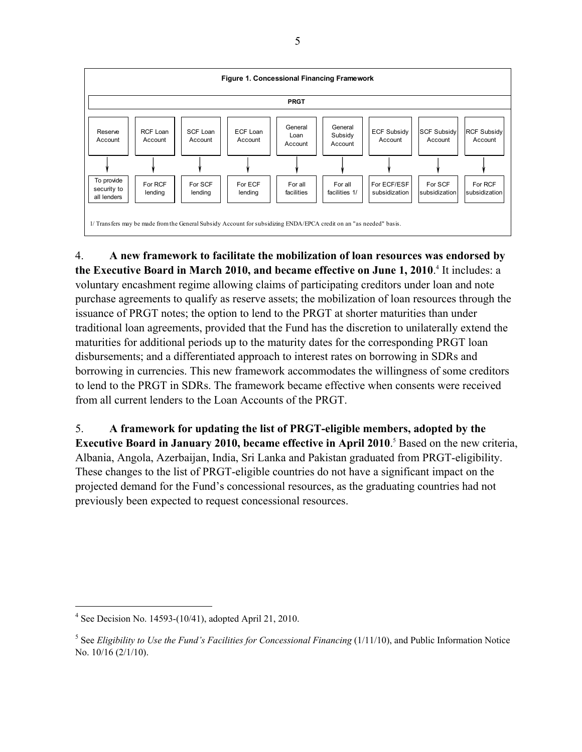**Figure 1. Concessional Financing Framework**

| PRGT | | | | | | | | |
|---|---|---|---|---|---|---|---|---|
| Reserve Account | RCF Loan Account | SCF Loan Account | ECF Loan Account | General Loan Account | General Subsidy Account | ECF Subsidy Account | SCF Subsidy Account | RCF Subsidy Account |
| ↓ | ↓ | ↓ | ↓ | ↓ | ↓ | ↓ | ↓ | ↓ |
| To provide security to all lenders | For RCF lending | For SCF lending | For ECF lending | For all facilities | For all facilities 1/ | For ECF/ESF subsidization | For SCF subsidization | For RCF subsidization |

1/ Transfers may be made from the General Subsidy Account for subsidizing ENDA/EPCA credit on an "as needed" basis.

4. **A new framework to facilitate the mobilization of loan resources was endorsed by the Executive Board in March 2010, and became effective on June 1, 2010**.[4] It includes: a voluntary encashment regime allowing claims of participating creditors under loan and note purchase agreements to qualify as reserve assets; the mobilization of loan resources through the issuance of PRGT notes; the option to lend to the PRGT at shorter maturities than under traditional loan agreements, provided that the Fund has the discretion to unilaterally extend the maturities for additional periods up to the maturity dates for the corresponding PRGT loan disbursements; and a differentiated approach to interest rates on borrowing in SDRs and borrowing in currencies. This new framework accommodates the willingness of some creditors to lend to the PRGT in SDRs. The framework became effective when consents were received from all current lenders to the Loan Accounts of the PRGT.

5. **A framework for updating the list of PRGT-eligible members, adopted by the Executive Board in January 2010, became effective in April 2010**.[5] Based on the new criteria, Albania, Angola, Azerbaijan, India, Sri Lanka and Pakistan graduated from PRGT-eligibility. These changes to the list of PRGT-eligible countries do not have a significant impact on the projected demand for the Fund's concessional resources, as the graduating countries had not previously been expected to request concessional resources.

---

[4] See Decision No. 14593-(10/41), adopted April 21, 2010.

[5] See *Eligibility to Use the Fund's Facilities for Concessional Financing* (1/11/10), and Public Information Notice No. 10/16 (2/1/10).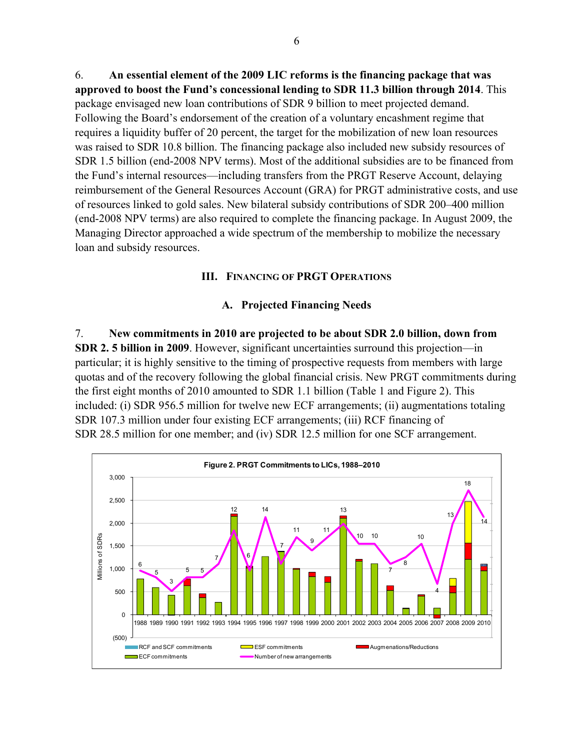6. **An essential element of the 2009 LIC reforms is the financing package that was approved to boost the Fund's concessional lending to SDR 11.3 billion through 2014**. This package envisaged new loan contributions of SDR 9 billion to meet projected demand. Following the Board's endorsement of the creation of a voluntary encashment regime that requires a liquidity buffer of 20 percent, the target for the mobilization of new loan resources was raised to SDR 10.8 billion. The financing package also included new subsidy resources of SDR 1.5 billion (end-2008 NPV terms). Most of the additional subsidies are to be financed from the Fund's internal resources—including transfers from the PRGT Reserve Account, delaying reimbursement of the General Resources Account (GRA) for PRGT administrative costs, and use of resources linked to gold sales. New bilateral subsidy contributions of SDR 200–400 million (end-2008 NPV terms) are also required to complete the financing package. In August 2009, the Managing Director approached a wide spectrum of the membership to mobilize the necessary loan and subsidy resources.

## III. Financing of PRGT Operations

### A. Projected Financing Needs

7. **New commitments in 2010 are projected to be about SDR 2.0 billion, down from SDR 2. 5 billion in 2009**. However, significant uncertainties surround this projection—in particular; it is highly sensitive to the timing of prospective requests from members with large quotas and of the recovery following the global financial crisis. New PRGT commitments during the first eight months of 2010 amounted to SDR 1.1 billion (Table 1 and Figure 2). This included: (i) SDR 956.5 million for twelve new ECF arrangements; (ii) augmentations totaling SDR 107.3 million under four existing ECF arrangements; (iii) RCF financing of SDR 28.5 million for one member; and (iv) SDR 12.5 million for one SCF arrangement.

**Figure 2. PRGT Commitments to LICs, 1988–2010**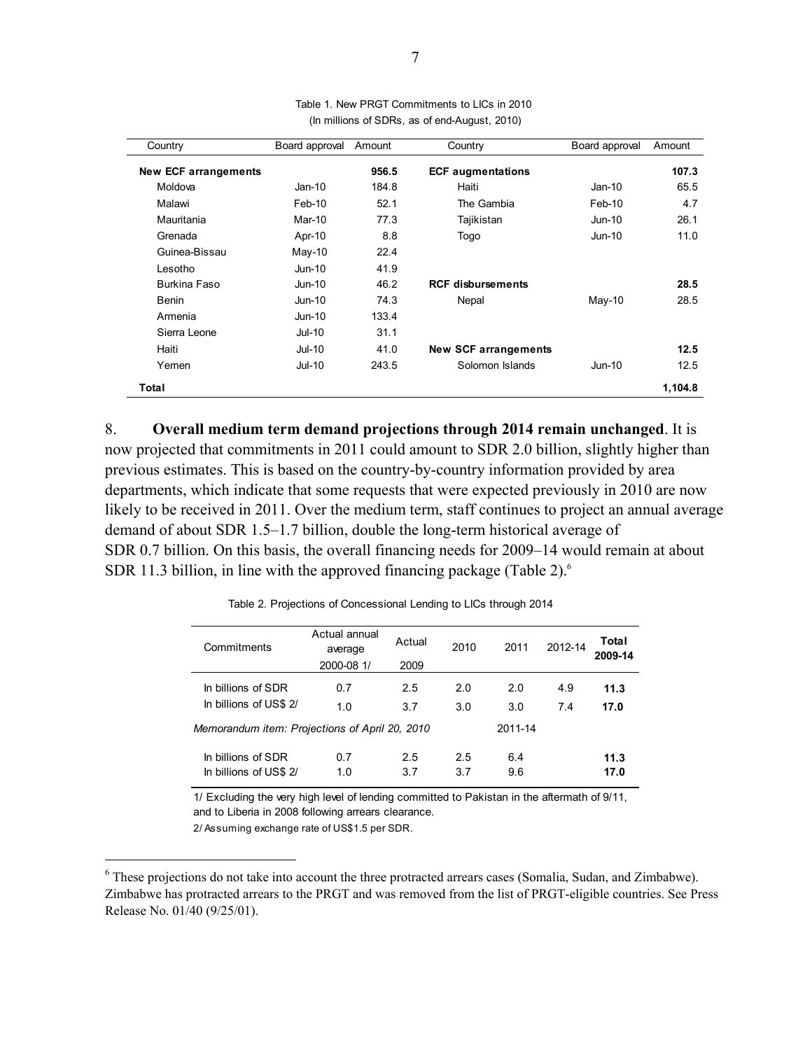Table 1. New PRGT Commitments to LICs in 2010
(In millions of SDRs, as of end-August, 2010)

| Country | Board approval | Amount | Country | Board approval | Amount |
|---|---|---|---|---|---|
| **New ECF arrangements** | | **956.5** | **ECF augmentations** | | **107.3** |
| Moldova | Jan-10 | 184.8 | Haiti | Jan-10 | 65.5 |
| Malawi | Feb-10 | 52.1 | The Gambia | Feb-10 | 4.7 |
| Mauritania | Mar-10 | 77.3 | Tajikistan | Jun-10 | 26.1 |
| Grenada | Apr-10 | 8.8 | Togo | Jun-10 | 11.0 |
| Guinea-Bissau | May-10 | 22.4 | | | |
| Lesotho | Jun-10 | 41.9 | | | |
| Burkina Faso | Jun-10 | 46.2 | **RCF disbursements** | | **28.5** |
| Benin | Jun-10 | 74.3 | Nepal | May-10 | 28.5 |
| Armenia | Jun-10 | 133.4 | | | |
| Sierra Leone | Jul-10 | 31.1 | | | |
| Haiti | Jul-10 | 41.0 | **New SCF arrangements** | | **12.5** |
| Yemen | Jul-10 | 243.5 | Solomon Islands | Jun-10 | 12.5 |
| **Total** | | | | | **1,104.8** |

8. **Overall medium term demand projections through 2014 remain unchanged**. It is now projected that commitments in 2011 could amount to SDR 2.0 billion, slightly higher than previous estimates. This is based on the country-by-country information provided by area departments, which indicate that some requests that were expected previously in 2010 are now likely to be received in 2011. Over the medium term, staff continues to project an annual average demand of about SDR 1.5–1.7 billion, double the long-term historical average of SDR 0.7 billion. On this basis, the overall financing needs for 2009–14 would remain at about SDR 11.3 billion, in line with the approved financing package (Table 2).[6]

Table 2. Projections of Concessional Lending to LICs through 2014

| Commitments | Actual annual average 2000-08 1/ | Actual 2009 | 2010 | 2011 | 2012-14 | **Total 2009-14** |
|---|---|---|---|---|---|---|
| In billions of SDR | 0.7 | 2.5 | 2.0 | 2.0 | 4.9 | **11.3** |
| In billions of US$ 2/ | 1.0 | 3.7 | 3.0 | 3.0 | 7.4 | **17.0** |
| *Memorandum item: Projections of April 20, 2010* | | | | 2011-14 | | |
| In billions of SDR | 0.7 | 2.5 | 2.5 | 6.4 | | **11.3** |
| In billions of US$ 2/ | 1.0 | 3.7 | 3.7 | 9.6 | | **17.0** |

1/ Excluding the very high level of lending committed to Pakistan in the aftermath of 9/11, and to Liberia in 2008 following arrears clearance.

2/ Assuming exchange rate of US$1.5 per SDR.

[6] These projections do not take into account the three protracted arrears cases (Somalia, Sudan, and Zimbabwe). Zimbabwe has protracted arrears to the PRGT and was removed from the list of PRGT-eligible countries. See Press Release No. 01/40 (9/25/01).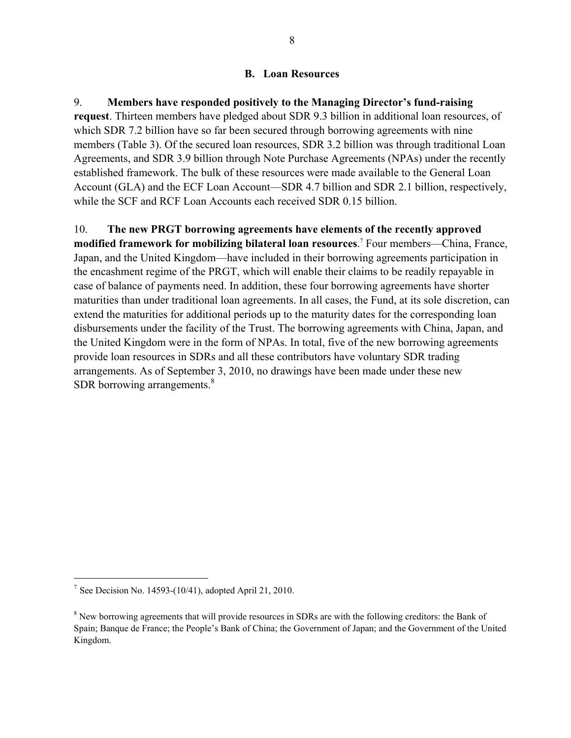## B. Loan Resources

9. **Members have responded positively to the Managing Director's fund-raising request**. Thirteen members have pledged about SDR 9.3 billion in additional loan resources, of which SDR 7.2 billion have so far been secured through borrowing agreements with nine members (Table 3). Of the secured loan resources, SDR 3.2 billion was through traditional Loan Agreements, and SDR 3.9 billion through Note Purchase Agreements (NPAs) under the recently established framework. The bulk of these resources were made available to the General Loan Account (GLA) and the ECF Loan Account—SDR 4.7 billion and SDR 2.1 billion, respectively, while the SCF and RCF Loan Accounts each received SDR 0.15 billion.

10. **The new PRGT borrowing agreements have elements of the recently approved modified framework for mobilizing bilateral loan resources**.[7] Four members—China, France, Japan, and the United Kingdom—have included in their borrowing agreements participation in the encashment regime of the PRGT, which will enable their claims to be readily repayable in case of balance of payments need. In addition, these four borrowing agreements have shorter maturities than under traditional loan agreements. In all cases, the Fund, at its sole discretion, can extend the maturities for additional periods up to the maturity dates for the corresponding loan disbursements under the facility of the Trust. The borrowing agreements with China, Japan, and the United Kingdom were in the form of NPAs. In total, five of the new borrowing agreements provide loan resources in SDRs and all these contributors have voluntary SDR trading arrangements. As of September 3, 2010, no drawings have been made under these new SDR borrowing arrangements.[8]

---

[7] See Decision No. 14593-(10/41), adopted April 21, 2010.

[8] New borrowing agreements that will provide resources in SDRs are with the following creditors: the Bank of Spain; Banque de France; the People's Bank of China; the Government of Japan; and the Government of the United Kingdom.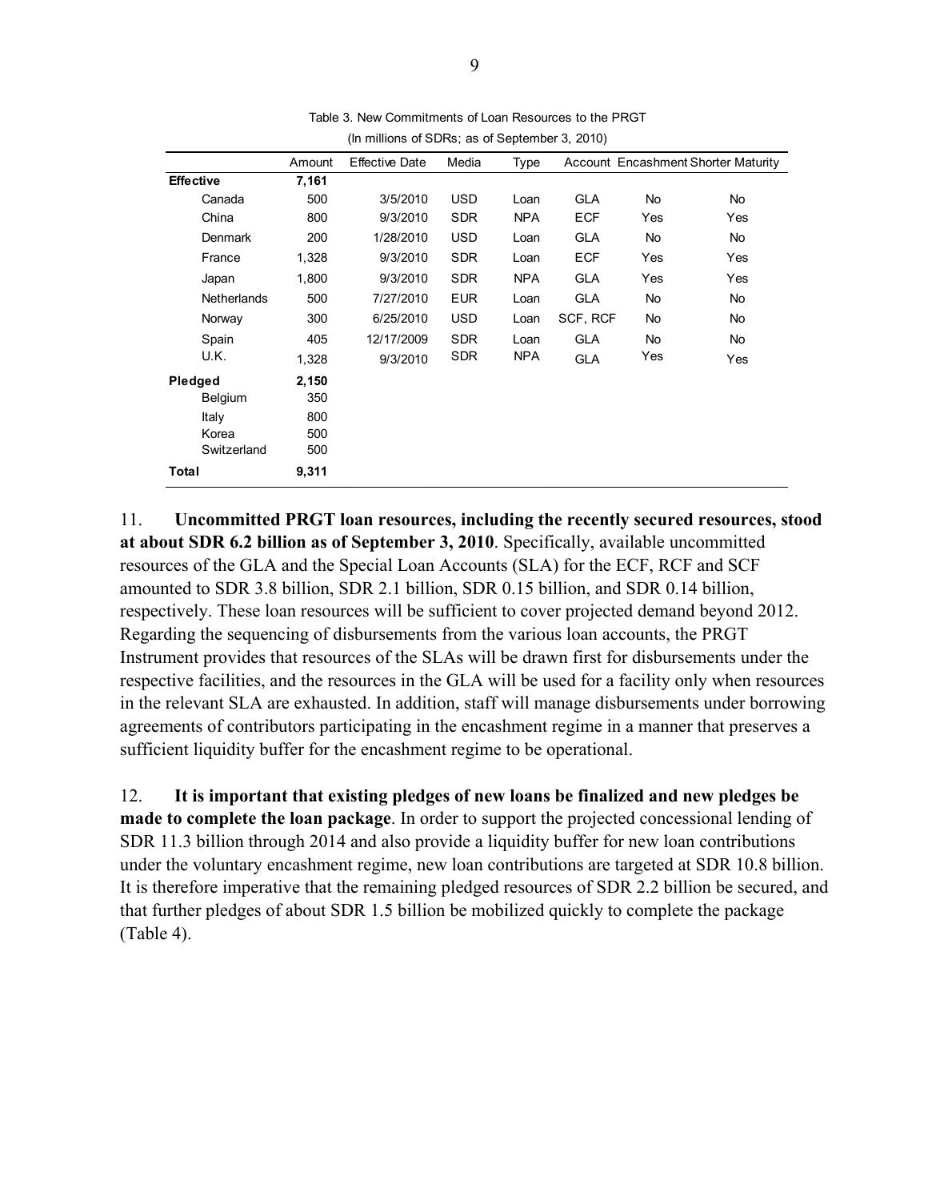Table 3. New Commitments of Loan Resources to the PRGT
(In millions of SDRs; as of September 3, 2010)

| | Amount | Effective Date | Media | Type | Account | Encashment | Shorter Maturity |
|---|---|---|---|---|---|---|---|
| **Effective** | **7,161** | | | | | | |
| Canada | 500 | 3/5/2010 | USD | Loan | GLA | No | No |
| China | 800 | 9/3/2010 | SDR | NPA | ECF | Yes | Yes |
| Denmark | 200 | 1/28/2010 | USD | Loan | GLA | No | No |
| France | 1,328 | 9/3/2010 | SDR | Loan | ECF | Yes | Yes |
| Japan | 1,800 | 9/3/2010 | SDR | NPA | GLA | Yes | Yes |
| Netherlands | 500 | 7/27/2010 | EUR | Loan | GLA | No | No |
| Norway | 300 | 6/25/2010 | USD | Loan | SCF, RCF | No | No |
| Spain | 405 | 12/17/2009 | SDR | Loan | GLA | No | No |
| U.K. | 1,328 | 9/3/2010 | SDR | NPA | GLA | Yes | Yes |
| **Pledged** | **2,150** | | | | | | |
| Belgium | 350 | | | | | | |
| Italy | 800 | | | | | | |
| Korea | 500 | | | | | | |
| Switzerland | 500 | | | | | | |
| **Total** | **9,311** | | | | | | |

11. **Uncommitted PRGT loan resources, including the recently secured resources, stood at about SDR 6.2 billion as of September 3, 2010**. Specifically, available uncommitted resources of the GLA and the Special Loan Accounts (SLA) for the ECF, RCF and SCF amounted to SDR 3.8 billion, SDR 2.1 billion, SDR 0.15 billion, and SDR 0.14 billion, respectively. These loan resources will be sufficient to cover projected demand beyond 2012. Regarding the sequencing of disbursements from the various loan accounts, the PRGT Instrument provides that resources of the SLAs will be drawn first for disbursements under the respective facilities, and the resources in the GLA will be used for a facility only when resources in the relevant SLA are exhausted. In addition, staff will manage disbursements under borrowing agreements of contributors participating in the encashment regime in a manner that preserves a sufficient liquidity buffer for the encashment regime to be operational.

12. **It is important that existing pledges of new loans be finalized and new pledges be made to complete the loan package**. In order to support the projected concessional lending of SDR 11.3 billion through 2014 and also provide a liquidity buffer for new loan contributions under the voluntary encashment regime, new loan contributions are targeted at SDR 10.8 billion. It is therefore imperative that the remaining pledged resources of SDR 2.2 billion be secured, and that further pledges of about SDR 1.5 billion be mobilized quickly to complete the package (Table 4).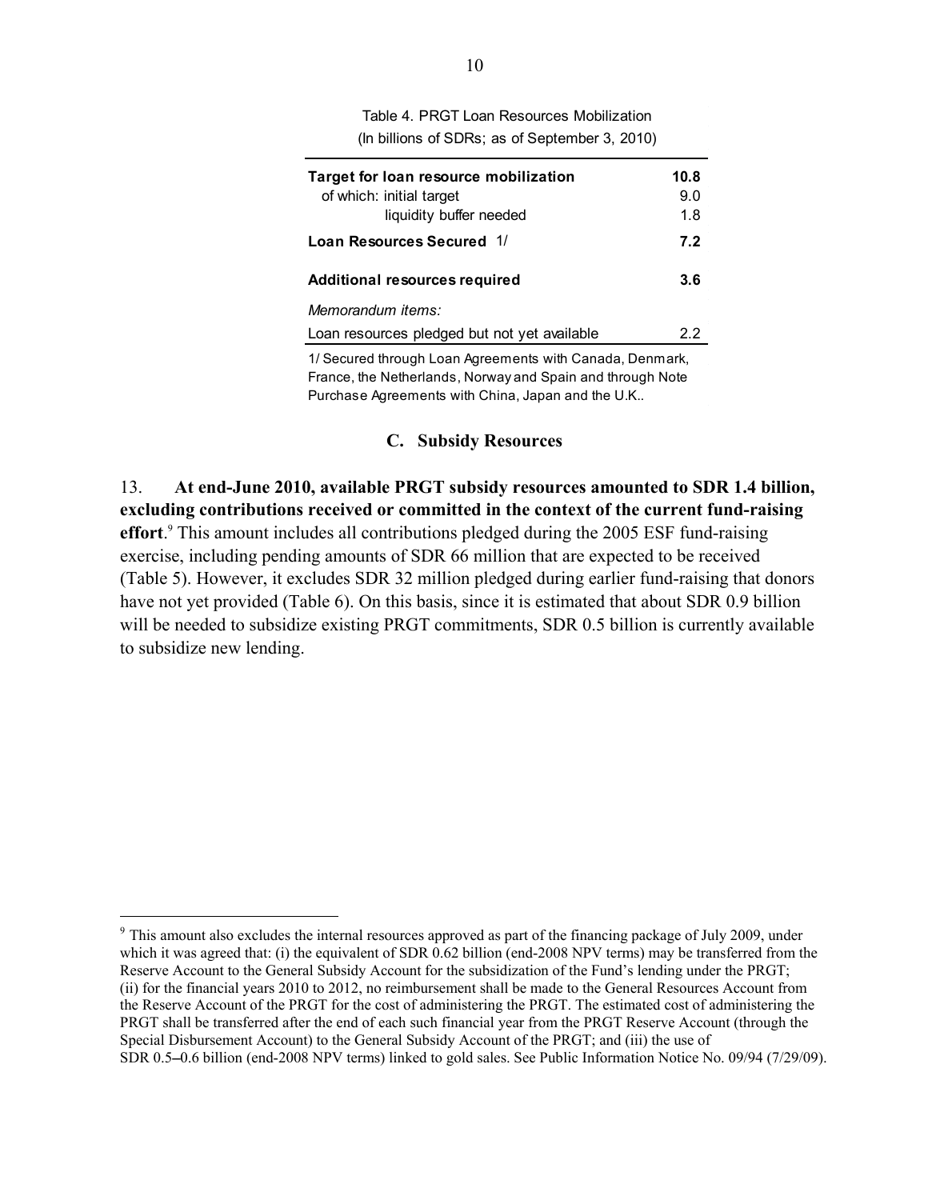Table 4. PRGT Loan Resources Mobilization
(In billions of SDRs; as of September 3, 2010)

| | |
|---|---|
| **Target for loan resource mobilization** | **10.8** |
| of which: initial target | 9.0 |
| liquidity buffer needed | 1.8 |
| **Loan Resources Secured** 1/ | **7.2** |
| **Additional resources required** | **3.6** |
| *Memorandum items:* | |
| Loan resources pledged but not yet available | 2.2 |

1/ Secured through Loan Agreements with Canada, Denmark, France, the Netherlands, Norway and Spain and through Note Purchase Agreements with China, Japan and the U.K..

### C. Subsidy Resources

13. **At end-June 2010, available PRGT subsidy resources amounted to SDR 1.4 billion, excluding contributions received or committed in the context of the current fund-raising effort**.[9] This amount includes all contributions pledged during the 2005 ESF fund-raising exercise, including pending amounts of SDR 66 million that are expected to be received (Table 5). However, it excludes SDR 32 million pledged during earlier fund-raising that donors have not yet provided (Table 6). On this basis, since it is estimated that about SDR 0.9 billion will be needed to subsidize existing PRGT commitments, SDR 0.5 billion is currently available to subsidize new lending.

[9] This amount also excludes the internal resources approved as part of the financing package of July 2009, under which it was agreed that: (i) the equivalent of SDR 0.62 billion (end-2008 NPV terms) may be transferred from the Reserve Account to the General Subsidy Account for the subsidization of the Fund's lending under the PRGT; (ii) for the financial years 2010 to 2012, no reimbursement shall be made to the General Resources Account from the Reserve Account of the PRGT for the cost of administering the PRGT. The estimated cost of administering the PRGT shall be transferred after the end of each such financial year from the PRGT Reserve Account (through the Special Disbursement Account) to the General Subsidy Account of the PRGT; and (iii) the use of SDR 0.5–0.6 billion (end-2008 NPV terms) linked to gold sales. See Public Information Notice No. 09/94 (7/29/09).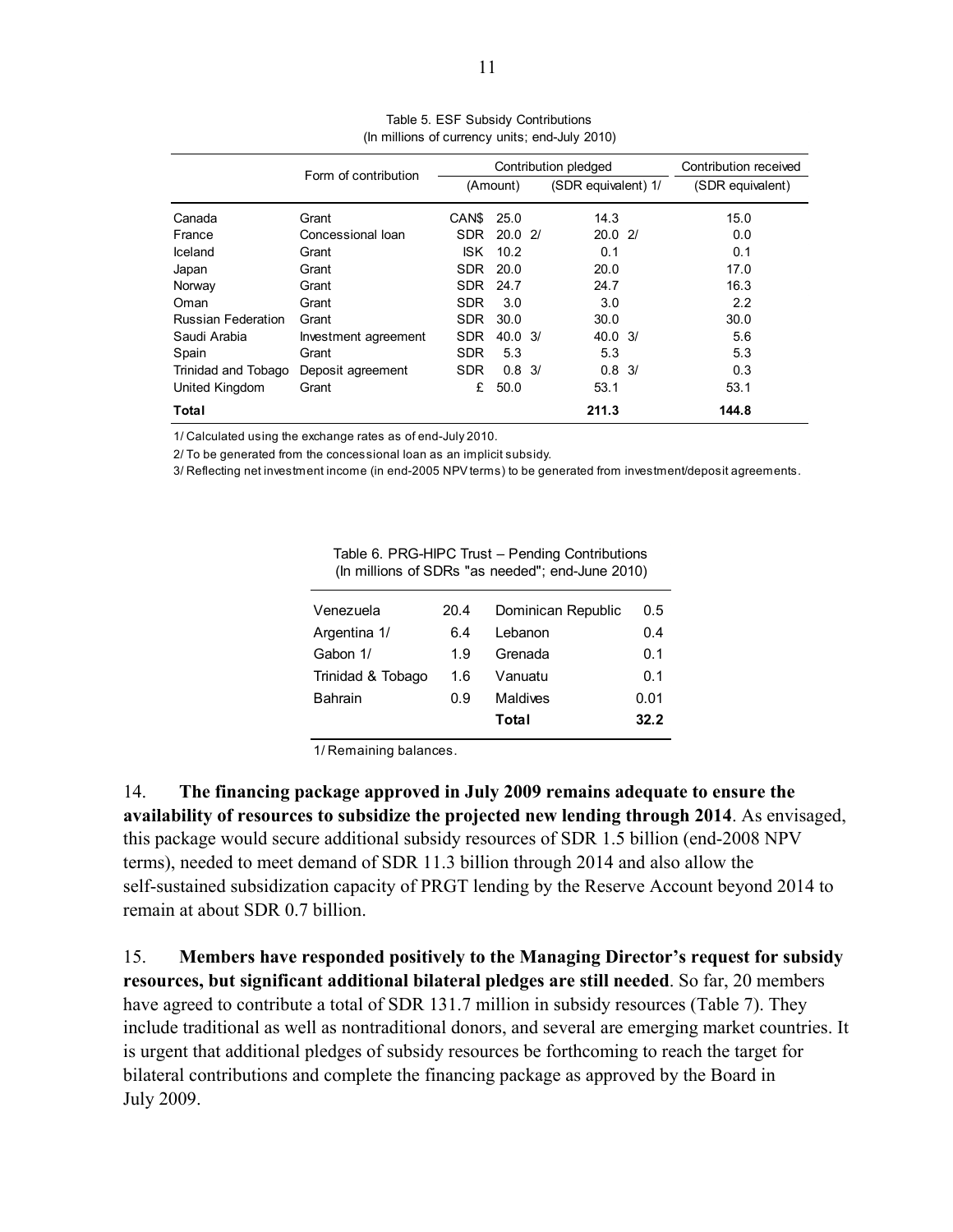Table 5. ESF Subsidy Contributions
(In millions of currency units; end-July 2010)

| | Form of contribution | Contribution pledged | | Contribution received |
|---|---|---|---|---|
| | | (Amount) | (SDR equivalent) 1/ | (SDR equivalent) |
| Canada | Grant | CAN$ 25.0 | 14.3 | 15.0 |
| France | Concessional loan | SDR 20.0 2/ | 20.0 2/ | 0.0 |
| Iceland | Grant | ISK 10.2 | 0.1 | 0.1 |
| Japan | Grant | SDR 20.0 | 20.0 | 17.0 |
| Norway | Grant | SDR 24.7 | 24.7 | 16.3 |
| Oman | Grant | SDR 3.0 | 3.0 | 2.2 |
| Russian Federation | Grant | SDR 30.0 | 30.0 | 30.0 |
| Saudi Arabia | Investment agreement | SDR 40.0 3/ | 40.0 3/ | 5.6 |
| Spain | Grant | SDR 5.3 | 5.3 | 5.3 |
| Trinidad and Tobago | Deposit agreement | SDR 0.8 3/ | 0.8 3/ | 0.3 |
| United Kingdom | Grant | £ 50.0 | 53.1 | 53.1 |
| **Total** | | | **211.3** | **144.8** |

1/ Calculated using the exchange rates as of end-July 2010.

2/ To be generated from the concessional loan as an implicit subsidy.

3/ Reflecting net investment income (in end-2005 NPV terms) to be generated from investment/deposit agreements.

Table 6. PRG-HIPC Trust – Pending Contributions
(In millions of SDRs "as needed"; end-June 2010)

| | | | |
|---|---|---|---|
| Venezuela | 20.4 | Dominican Republic | 0.5 |
| Argentina 1/ | 6.4 | Lebanon | 0.4 |
| Gabon 1/ | 1.9 | Grenada | 0.1 |
| Trinidad & Tobago | 1.6 | Vanuatu | 0.1 |
| Bahrain | 0.9 | Maldives | 0.01 |
| | | **Total** | **32.2** |

1/ Remaining balances.

14. **The financing package approved in July 2009 remains adequate to ensure the availability of resources to subsidize the projected new lending through 2014**. As envisaged, this package would secure additional subsidy resources of SDR 1.5 billion (end-2008 NPV terms), needed to meet demand of SDR 11.3 billion through 2014 and also allow the self-sustained subsidization capacity of PRGT lending by the Reserve Account beyond 2014 to remain at about SDR 0.7 billion.

15. **Members have responded positively to the Managing Director's request for subsidy resources, but significant additional bilateral pledges are still needed**. So far, 20 members have agreed to contribute a total of SDR 131.7 million in subsidy resources (Table 7). They include traditional as well as nontraditional donors, and several are emerging market countries. It is urgent that additional pledges of subsidy resources be forthcoming to reach the target for bilateral contributions and complete the financing package as approved by the Board in July 2009.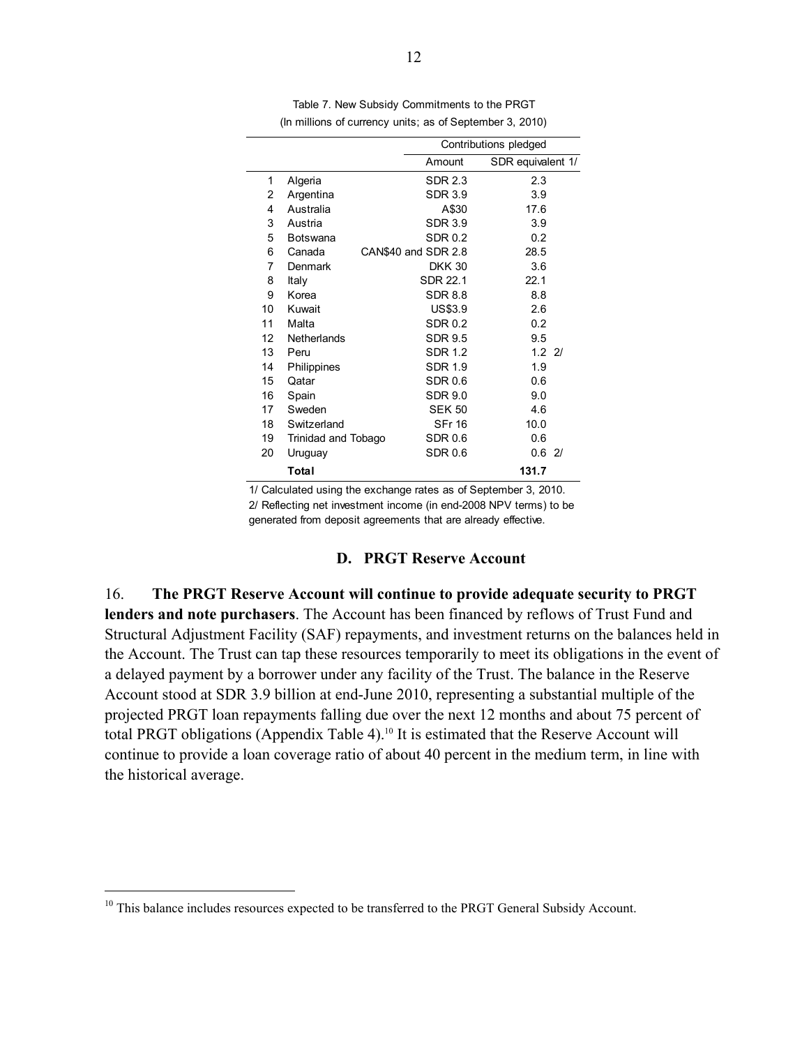Table 7. New Subsidy Commitments to the PRGT
(In millions of currency units; as of September 3, 2010)

| | | Contributions pledged | |
|---|---|---|---|
| | | Amount | SDR equivalent 1/ |
| 1 | Algeria | SDR 2.3 | 2.3 |
| 2 | Argentina | SDR 3.9 | 3.9 |
| 4 | Australia | A$30 | 17.6 |
| 3 | Austria | SDR 3.9 | 3.9 |
| 5 | Botswana | SDR 0.2 | 0.2 |
| 6 | Canada | CAN$40 and SDR 2.8 | 28.5 |
| 7 | Denmark | DKK 30 | 3.6 |
| 8 | Italy | SDR 22.1 | 22.1 |
| 9 | Korea | SDR 8.8 | 8.8 |
| 10 | Kuwait | US$3.9 | 2.6 |
| 11 | Malta | SDR 0.2 | 0.2 |
| 12 | Netherlands | SDR 9.5 | 9.5 |
| 13 | Peru | SDR 1.2 | 1.2 2/ |
| 14 | Philippines | SDR 1.9 | 1.9 |
| 15 | Qatar | SDR 0.6 | 0.6 |
| 16 | Spain | SDR 9.0 | 9.0 |
| 17 | Sweden | SEK 50 | 4.6 |
| 18 | Switzerland | SFr 16 | 10.0 |
| 19 | Trinidad and Tobago | SDR 0.6 | 0.6 |
| 20 | Uruguay | SDR 0.6 | 0.6 2/ |
| | **Total** | | **131.7** |

1/ Calculated using the exchange rates as of September 3, 2010.
2/ Reflecting net investment income (in end-2008 NPV terms) to be generated from deposit agreements that are already effective.

### D. PRGT Reserve Account

16. **The PRGT Reserve Account will continue to provide adequate security to PRGT lenders and note purchasers**. The Account has been financed by reflows of Trust Fund and Structural Adjustment Facility (SAF) repayments, and investment returns on the balances held in the Account. The Trust can tap these resources temporarily to meet its obligations in the event of a delayed payment by a borrower under any facility of the Trust. The balance in the Reserve Account stood at SDR 3.9 billion at end-June 2010, representing a substantial multiple of the projected PRGT loan repayments falling due over the next 12 months and about 75 percent of total PRGT obligations (Appendix Table 4).[10] It is estimated that the Reserve Account will continue to provide a loan coverage ratio of about 40 percent in the medium term, in line with the historical average.

[10] This balance includes resources expected to be transferred to the PRGT General Subsidy Account.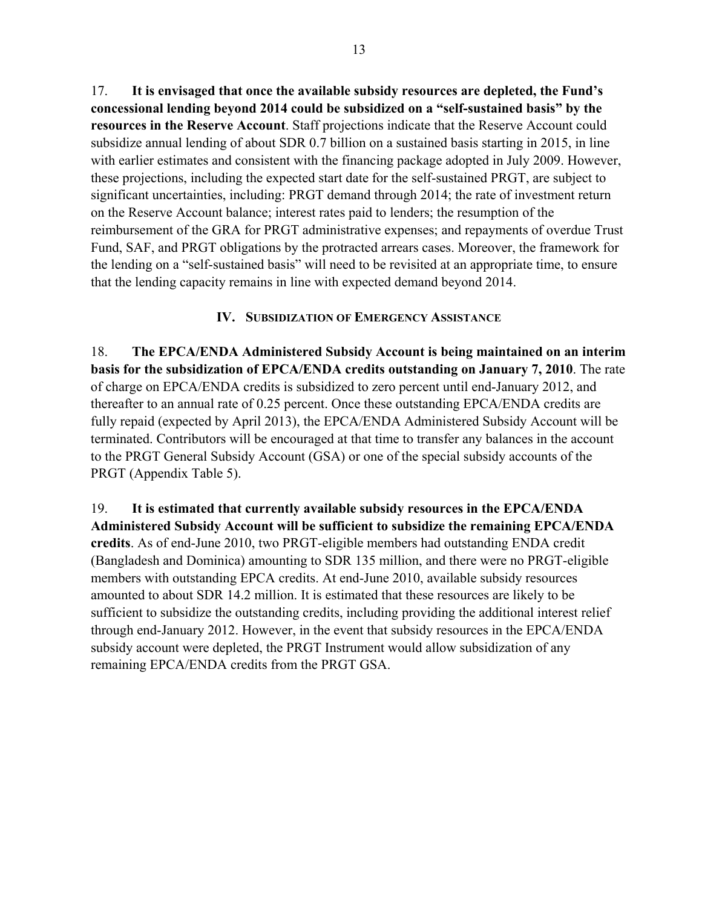17. **It is envisaged that once the available subsidy resources are depleted, the Fund's concessional lending beyond 2014 could be subsidized on a "self-sustained basis" by the resources in the Reserve Account**. Staff projections indicate that the Reserve Account could subsidize annual lending of about SDR 0.7 billion on a sustained basis starting in 2015, in line with earlier estimates and consistent with the financing package adopted in July 2009. However, these projections, including the expected start date for the self-sustained PRGT, are subject to significant uncertainties, including: PRGT demand through 2014; the rate of investment return on the Reserve Account balance; interest rates paid to lenders; the resumption of the reimbursement of the GRA for PRGT administrative expenses; and repayments of overdue Trust Fund, SAF, and PRGT obligations by the protracted arrears cases. Moreover, the framework for the lending on a "self-sustained basis" will need to be revisited at an appropriate time, to ensure that the lending capacity remains in line with expected demand beyond 2014.

## IV. Subsidization of Emergency Assistance

18. **The EPCA/ENDA Administered Subsidy Account is being maintained on an interim basis for the subsidization of EPCA/ENDA credits outstanding on January 7, 2010**. The rate of charge on EPCA/ENDA credits is subsidized to zero percent until end-January 2012, and thereafter to an annual rate of 0.25 percent. Once these outstanding EPCA/ENDA credits are fully repaid (expected by April 2013), the EPCA/ENDA Administered Subsidy Account will be terminated. Contributors will be encouraged at that time to transfer any balances in the account to the PRGT General Subsidy Account (GSA) or one of the special subsidy accounts of the PRGT (Appendix Table 5).

19. **It is estimated that currently available subsidy resources in the EPCA/ENDA Administered Subsidy Account will be sufficient to subsidize the remaining EPCA/ENDA credits**. As of end-June 2010, two PRGT-eligible members had outstanding ENDA credit (Bangladesh and Dominica) amounting to SDR 135 million, and there were no PRGT-eligible members with outstanding EPCA credits. At end-June 2010, available subsidy resources amounted to about SDR 14.2 million. It is estimated that these resources are likely to be sufficient to subsidize the outstanding credits, including providing the additional interest relief through end-January 2012. However, in the event that subsidy resources in the EPCA/ENDA subsidy account were depleted, the PRGT Instrument would allow subsidization of any remaining EPCA/ENDA credits from the PRGT GSA.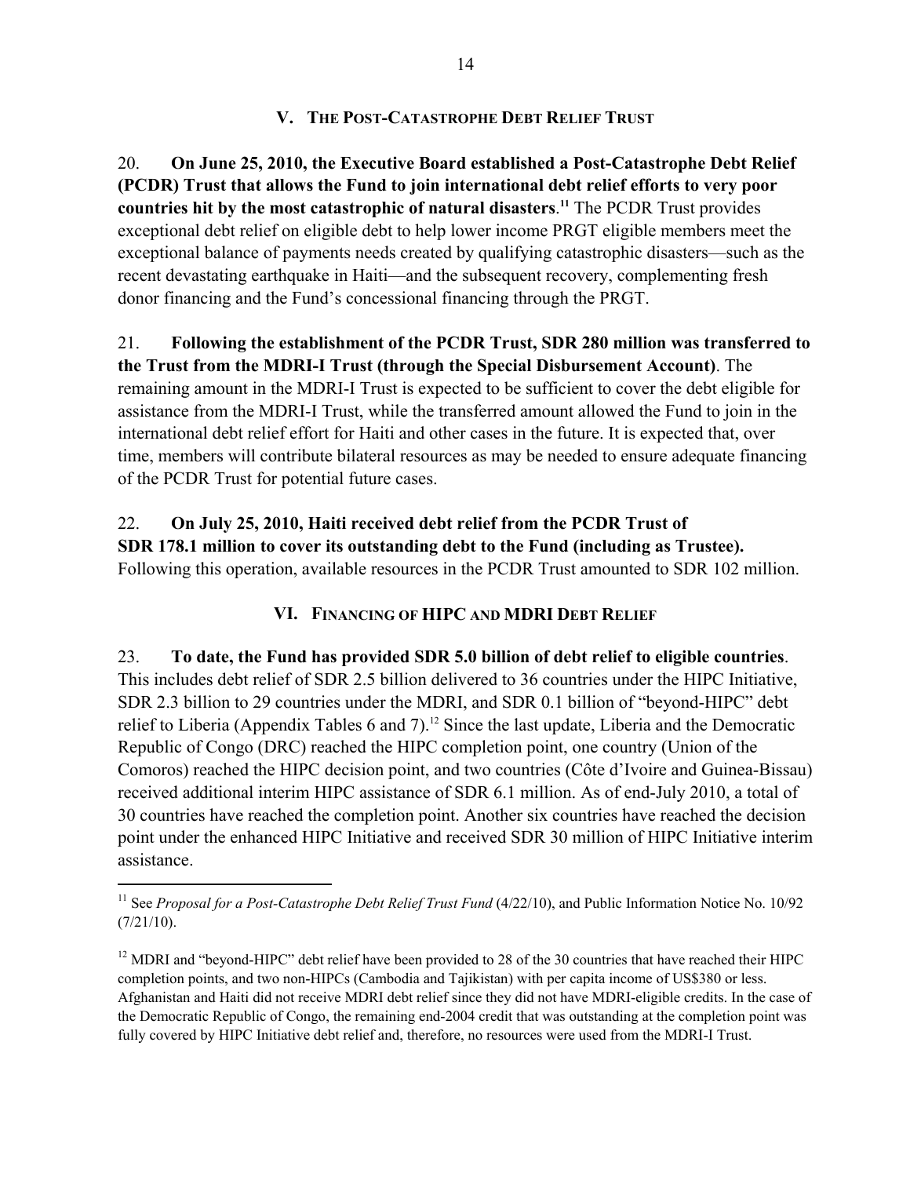## V. THE POST-CATASTROPHE DEBT RELIEF TRUST

20. **On June 25, 2010, the Executive Board established a Post-Catastrophe Debt Relief (PCDR) Trust that allows the Fund to join international debt relief efforts to very poor countries hit by the most catastrophic of natural disasters**.[11] The PCDR Trust provides exceptional debt relief on eligible debt to help lower income PRGT eligible members meet the exceptional balance of payments needs created by qualifying catastrophic disasters—such as the recent devastating earthquake in Haiti—and the subsequent recovery, complementing fresh donor financing and the Fund's concessional financing through the PRGT.

21. **Following the establishment of the PCDR Trust, SDR 280 million was transferred to the Trust from the MDRI-I Trust (through the Special Disbursement Account)**. The remaining amount in the MDRI-I Trust is expected to be sufficient to cover the debt eligible for assistance from the MDRI-I Trust, while the transferred amount allowed the Fund to join in the international debt relief effort for Haiti and other cases in the future. It is expected that, over time, members will contribute bilateral resources as may be needed to ensure adequate financing of the PCDR Trust for potential future cases.

22. **On July 25, 2010, Haiti received debt relief from the PCDR Trust of SDR 178.1 million to cover its outstanding debt to the Fund (including as Trustee).** Following this operation, available resources in the PCDR Trust amounted to SDR 102 million.

## VI. FINANCING OF HIPC AND MDRI DEBT RELIEF

23. **To date, the Fund has provided SDR 5.0 billion of debt relief to eligible countries**. This includes debt relief of SDR 2.5 billion delivered to 36 countries under the HIPC Initiative, SDR 2.3 billion to 29 countries under the MDRI, and SDR 0.1 billion of "beyond-HIPC" debt relief to Liberia (Appendix Tables 6 and 7).[12] Since the last update, Liberia and the Democratic Republic of Congo (DRC) reached the HIPC completion point, one country (Union of the Comoros) reached the HIPC decision point, and two countries (Côte d'Ivoire and Guinea-Bissau) received additional interim HIPC assistance of SDR 6.1 million. As of end-July 2010, a total of 30 countries have reached the completion point. Another six countries have reached the decision point under the enhanced HIPC Initiative and received SDR 30 million of HIPC Initiative interim assistance.

---

[11] See *Proposal for a Post-Catastrophe Debt Relief Trust Fund* (4/22/10), and Public Information Notice No. 10/92 (7/21/10).

[12] MDRI and "beyond-HIPC" debt relief have been provided to 28 of the 30 countries that have reached their HIPC completion points, and two non-HIPCs (Cambodia and Tajikistan) with per capita income of US$380 or less. Afghanistan and Haiti did not receive MDRI debt relief since they did not have MDRI-eligible credits. In the case of the Democratic Republic of Congo, the remaining end-2004 credit that was outstanding at the completion point was fully covered by HIPC Initiative debt relief and, therefore, no resources were used from the MDRI-I Trust.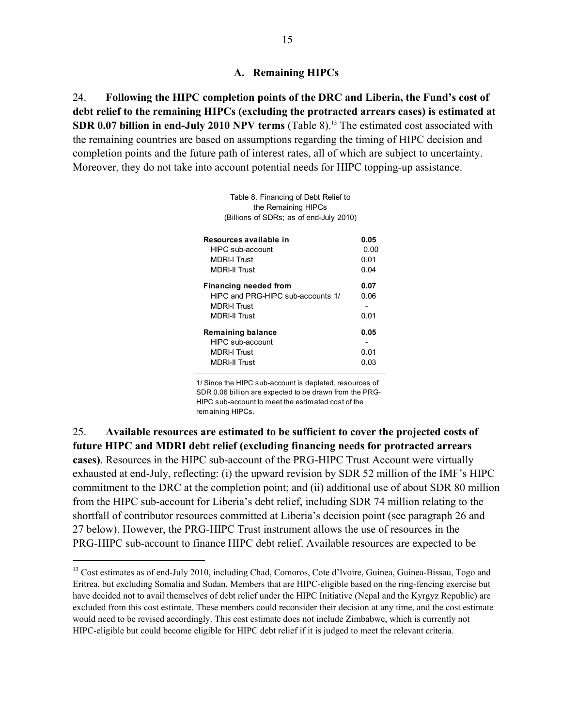### A. Remaining HIPCs

24. **Following the HIPC completion points of the DRC and Liberia, the Fund's cost of debt relief to the remaining HIPCs (excluding the protracted arrears cases) is estimated at SDR 0.07 billion in end-July 2010 NPV terms** (Table 8).[13] The estimated cost associated with the remaining countries are based on assumptions regarding the timing of HIPC decision and completion points and the future path of interest rates, all of which are subject to uncertainty. Moreover, they do not take into account potential needs for HIPC topping-up assistance.

Table 8. Financing of Debt Relief to the Remaining HIPCs
(Billions of SDRs; as of end-July 2010)

| | |
|---|---|
| **Resources available in** | **0.05** |
| HIPC sub-account | 0.00 |
| MDRI-I Trust | 0.01 |
| MDRI-II Trust | 0.04 |
| **Financing needed from** | **0.07** |
| HIPC and PRG-HIPC sub-accounts 1/ | 0.06 |
| MDRI-I Trust | - |
| MDRI-II Trust | 0.01 |
| **Remaining balance** | **0.05** |
| HIPC sub-account | - |
| MDRI-I Trust | 0.01 |
| MDRI-II Trust | 0.03 |

1/ Since the HIPC sub-account is depleted, resources of SDR 0.06 billion are expected to be drawn from the PRG-HIPC sub-account to meet the estimated cost of the remaining HIPCs.

25. **Available resources are estimated to be sufficient to cover the projected costs of future HIPC and MDRI debt relief (excluding financing needs for protracted arrears cases)**. Resources in the HIPC sub-account of the PRG-HIPC Trust Account were virtually exhausted at end-July, reflecting: (i) the upward revision by SDR 52 million of the IMF's HIPC commitment to the DRC at the completion point; and (ii) additional use of about SDR 80 million from the HIPC sub-account for Liberia's debt relief, including SDR 74 million relating to the shortfall of contributor resources committed at Liberia's decision point (see paragraph 26 and 27 below). However, the PRG-HIPC Trust instrument allows the use of resources in the PRG-HIPC sub-account to finance HIPC debt relief. Available resources are expected to be

[13] Cost estimates as of end-July 2010, including Chad, Comoros, Cote d'Ivoire, Guinea, Guinea-Bissau, Togo and Eritrea, but excluding Somalia and Sudan. Members that are HIPC-eligible based on the ring-fencing exercise but have decided not to avail themselves of debt relief under the HIPC Initiative (Nepal and the Kyrgyz Republic) are excluded from this cost estimate. These members could reconsider their decision at any time, and the cost estimate would need to be revised accordingly. This cost estimate does not include Zimbabwe, which is currently not HIPC-eligible but could become eligible for HIPC debt relief if it is judged to meet the relevant criteria.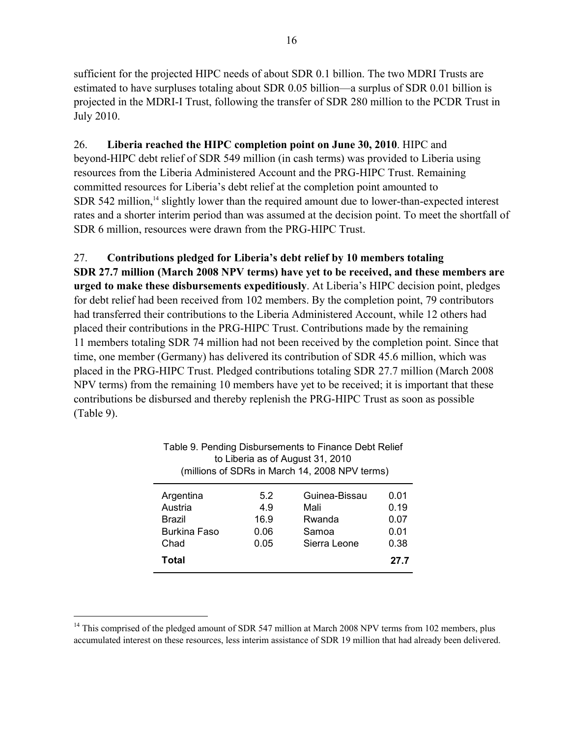sufficient for the projected HIPC needs of about SDR 0.1 billion. The two MDRI Trusts are estimated to have surpluses totaling about SDR 0.05 billion—a surplus of SDR 0.01 billion is projected in the MDRI-I Trust, following the transfer of SDR 280 million to the PCDR Trust in July 2010.

26. **Liberia reached the HIPC completion point on June 30, 2010**. HIPC and beyond-HIPC debt relief of SDR 549 million (in cash terms) was provided to Liberia using resources from the Liberia Administered Account and the PRG-HIPC Trust. Remaining committed resources for Liberia's debt relief at the completion point amounted to SDR 542 million,[14] slightly lower than the required amount due to lower-than-expected interest rates and a shorter interim period than was assumed at the decision point. To meet the shortfall of SDR 6 million, resources were drawn from the PRG-HIPC Trust.

27. **Contributions pledged for Liberia's debt relief by 10 members totaling SDR 27.7 million (March 2008 NPV terms) have yet to be received, and these members are urged to make these disbursements expeditiously**. At Liberia's HIPC decision point, pledges for debt relief had been received from 102 members. By the completion point, 79 contributors had transferred their contributions to the Liberia Administered Account, while 12 others had placed their contributions in the PRG-HIPC Trust. Contributions made by the remaining 11 members totaling SDR 74 million had not been received by the completion point. Since that time, one member (Germany) has delivered its contribution of SDR 45.6 million, which was placed in the PRG-HIPC Trust. Pledged contributions totaling SDR 27.7 million (March 2008 NPV terms) from the remaining 10 members have yet to be received; it is important that these contributions be disbursed and thereby replenish the PRG-HIPC Trust as soon as possible (Table 9).

Table 9. Pending Disbursements to Finance Debt Relief to Liberia as of August 31, 2010
(millions of SDRs in March 14, 2008 NPV terms)

| | | | |
|---|---|---|---|
| Argentina | 5.2 | Guinea-Bissau | 0.01 |
| Austria | 4.9 | Mali | 0.19 |
| Brazil | 16.9 | Rwanda | 0.07 |
| Burkina Faso | 0.06 | Samoa | 0.01 |
| Chad | 0.05 | Sierra Leone | 0.38 |
| **Total** | | | **27.7** |

[14] This comprised of the pledged amount of SDR 547 million at March 2008 NPV terms from 102 members, plus accumulated interest on these resources, less interim assistance of SDR 19 million that had already been delivered.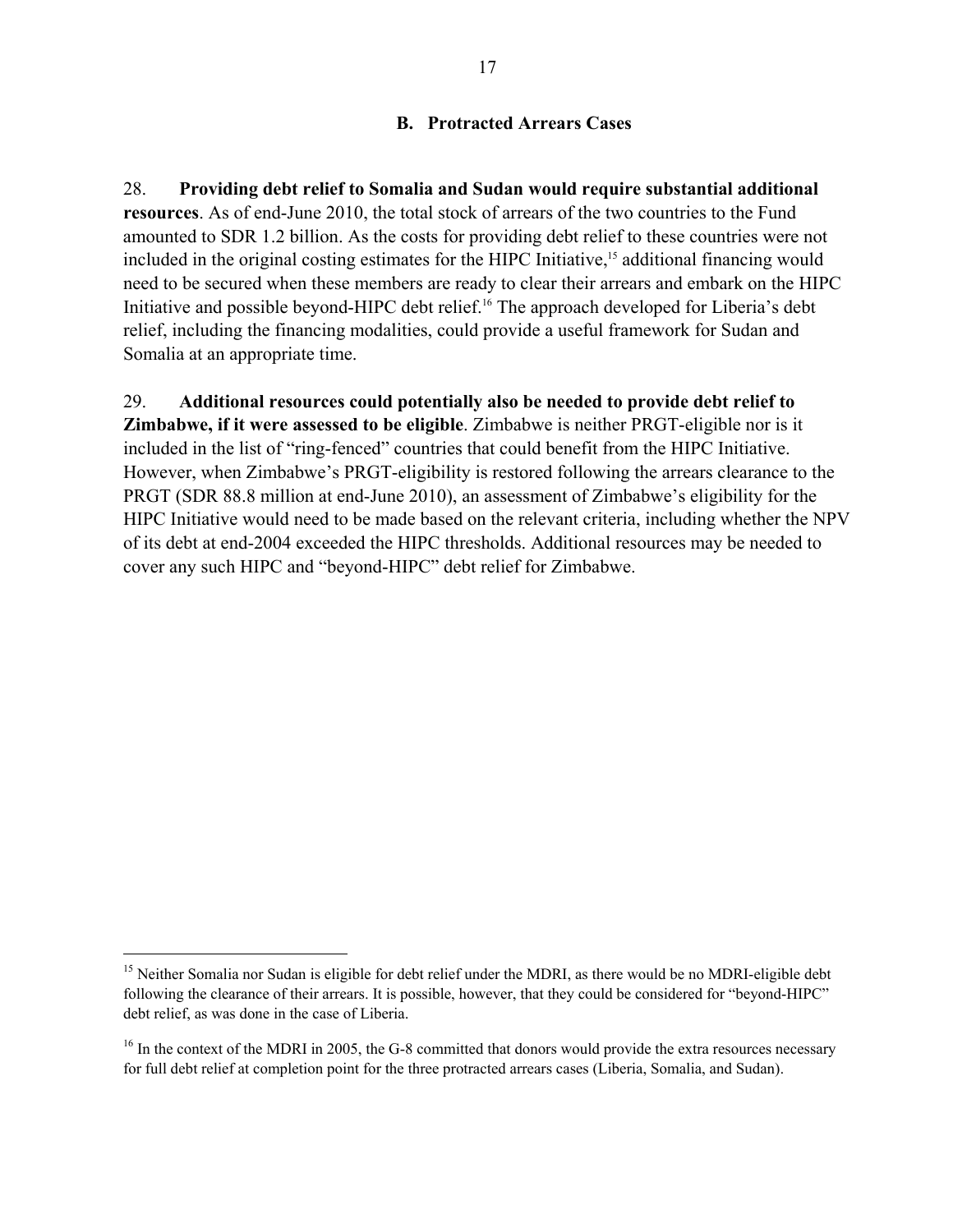### B. Protracted Arrears Cases

28. **Providing debt relief to Somalia and Sudan would require substantial additional resources**. As of end-June 2010, the total stock of arrears of the two countries to the Fund amounted to SDR 1.2 billion. As the costs for providing debt relief to these countries were not included in the original costing estimates for the HIPC Initiative,[15] additional financing would need to be secured when these members are ready to clear their arrears and embark on the HIPC Initiative and possible beyond-HIPC debt relief.[16] The approach developed for Liberia's debt relief, including the financing modalities, could provide a useful framework for Sudan and Somalia at an appropriate time.

29. **Additional resources could potentially also be needed to provide debt relief to Zimbabwe, if it were assessed to be eligible**. Zimbabwe is neither PRGT-eligible nor is it included in the list of "ring-fenced" countries that could benefit from the HIPC Initiative. However, when Zimbabwe's PRGT-eligibility is restored following the arrears clearance to the PRGT (SDR 88.8 million at end-June 2010), an assessment of Zimbabwe's eligibility for the HIPC Initiative would need to be made based on the relevant criteria, including whether the NPV of its debt at end-2004 exceeded the HIPC thresholds. Additional resources may be needed to cover any such HIPC and "beyond-HIPC" debt relief for Zimbabwe.

---

[15] Neither Somalia nor Sudan is eligible for debt relief under the MDRI, as there would be no MDRI-eligible debt following the clearance of their arrears. It is possible, however, that they could be considered for "beyond-HIPC" debt relief, as was done in the case of Liberia.

[16] In the context of the MDRI in 2005, the G-8 committed that donors would provide the extra resources necessary for full debt relief at completion point for the three protracted arrears cases (Liberia, Somalia, and Sudan).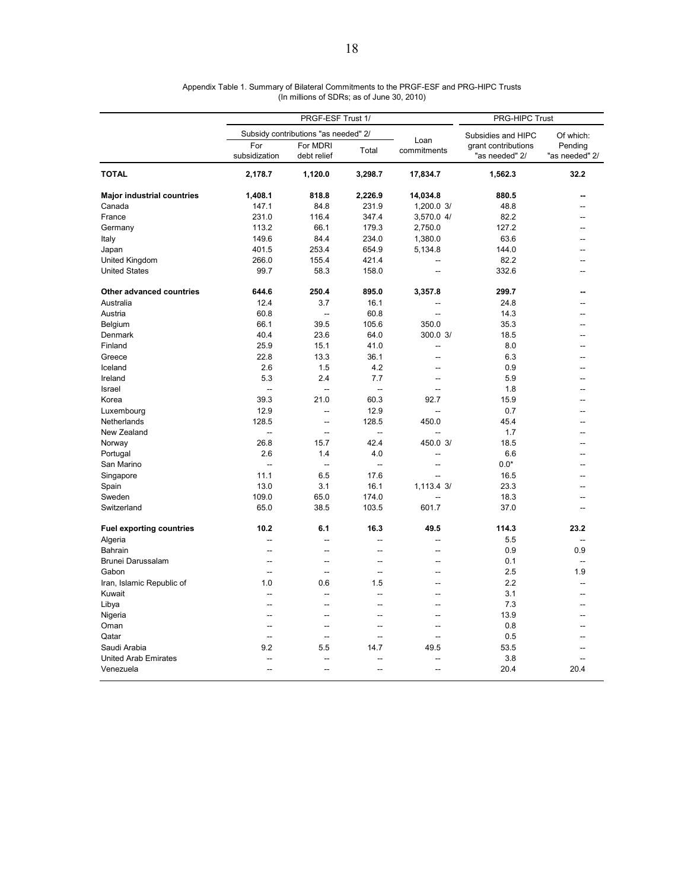Appendix Table 1. Summary of Bilateral Commitments to the PRGF-ESF and PRG-HIPC Trusts
(In millions of SDRs; as of June 30, 2010)

| | PRGF-ESF Trust 1/ | | | | PRG-HIPC Trust | |
|---|---|---|---|---|---|---|
| | Subsidy contributions "as needed" 2/ | | | Loan commitments | Subsidies and HIPC grant contributions "as needed" 2/ | Of which: Pending "as needed" 2/ |
| | For subsidization | For MDRI debt relief | Total | | | |
| **TOTAL** | **2,178.7** | **1,120.0** | **3,298.7** | **17,834.7** | **1,562.3** | **32.2** |
| **Major industrial countries** | **1,408.1** | **818.8** | **2,226.9** | **14,034.8** | **880.5** | **--** |
| Canada | 147.1 | 84.8 | 231.9 | 1,200.0 3/ | 48.8 | -- |
| France | 231.0 | 116.4 | 347.4 | 3,570.0 4/ | 82.2 | -- |
| Germany | 113.2 | 66.1 | 179.3 | 2,750.0 | 127.2 | -- |
| Italy | 149.6 | 84.4 | 234.0 | 1,380.0 | 63.6 | -- |
| Japan | 401.5 | 253.4 | 654.9 | 5,134.8 | 144.0 | -- |
| United Kingdom | 266.0 | 155.4 | 421.4 | -- | 82.2 | -- |
| United States | 99.7 | 58.3 | 158.0 | -- | 332.6 | -- |
| **Other advanced countries** | **644.6** | **250.4** | **895.0** | **3,357.8** | **299.7** | **--** |
| Australia | 12.4 | 3.7 | 16.1 | -- | 24.8 | -- |
| Austria | 60.8 | -- | 60.8 | -- | 14.3 | -- |
| Belgium | 66.1 | 39.5 | 105.6 | 350.0 | 35.3 | -- |
| Denmark | 40.4 | 23.6 | 64.0 | 300.0 3/ | 18.5 | -- |
| Finland | 25.9 | 15.1 | 41.0 | -- | 8.0 | -- |
| Greece | 22.8 | 13.3 | 36.1 | -- | 6.3 | -- |
| Iceland | 2.6 | 1.5 | 4.2 | -- | 0.9 | -- |
| Ireland | 5.3 | 2.4 | 7.7 | -- | 5.9 | -- |
| Israel | -- | -- | -- | -- | 1.8 | -- |
| Korea | 39.3 | 21.0 | 60.3 | 92.7 | 15.9 | -- |
| Luxembourg | 12.9 | -- | 12.9 | -- | 0.7 | -- |
| Netherlands | 128.5 | -- | 128.5 | 450.0 | 45.4 | -- |
| New Zealand | -- | -- | -- | -- | 1.7 | -- |
| Norway | 26.8 | 15.7 | 42.4 | 450.0 3/ | 18.5 | -- |
| Portugal | 2.6 | 1.4 | 4.0 | -- | 6.6 | -- |
| San Marino | -- | -- | -- | -- | 0.0* | -- |
| Singapore | 11.1 | 6.5 | 17.6 | -- | 16.5 | -- |
| Spain | 13.0 | 3.1 | 16.1 | 1,113.4 3/ | 23.3 | -- |
| Sweden | 109.0 | 65.0 | 174.0 | -- | 18.3 | -- |
| Switzerland | 65.0 | 38.5 | 103.5 | 601.7 | 37.0 | -- |
| **Fuel exporting countries** | **10.2** | **6.1** | **16.3** | **49.5** | **114.3** | **23.2** |
| Algeria | -- | -- | -- | -- | 5.5 | -- |
| Bahrain | -- | -- | -- | -- | 0.9 | 0.9 |
| Brunei Darussalam | -- | -- | -- | -- | 0.1 | -- |
| Gabon | -- | -- | -- | -- | 2.5 | 1.9 |
| Iran, Islamic Republic of | 1.0 | 0.6 | 1.5 | -- | 2.2 | -- |
| Kuwait | -- | -- | -- | -- | 3.1 | -- |
| Libya | -- | -- | -- | -- | 7.3 | -- |
| Nigeria | -- | -- | -- | -- | 13.9 | -- |
| Oman | -- | -- | -- | -- | 0.8 | -- |
| Qatar | -- | -- | -- | -- | 0.5 | -- |
| Saudi Arabia | 9.2 | 5.5 | 14.7 | 49.5 | 53.5 | -- |
| United Arab Emirates | -- | -- | -- | -- | 3.8 | -- |
| Venezuela | -- | -- | -- | -- | 20.4 | 20.4 |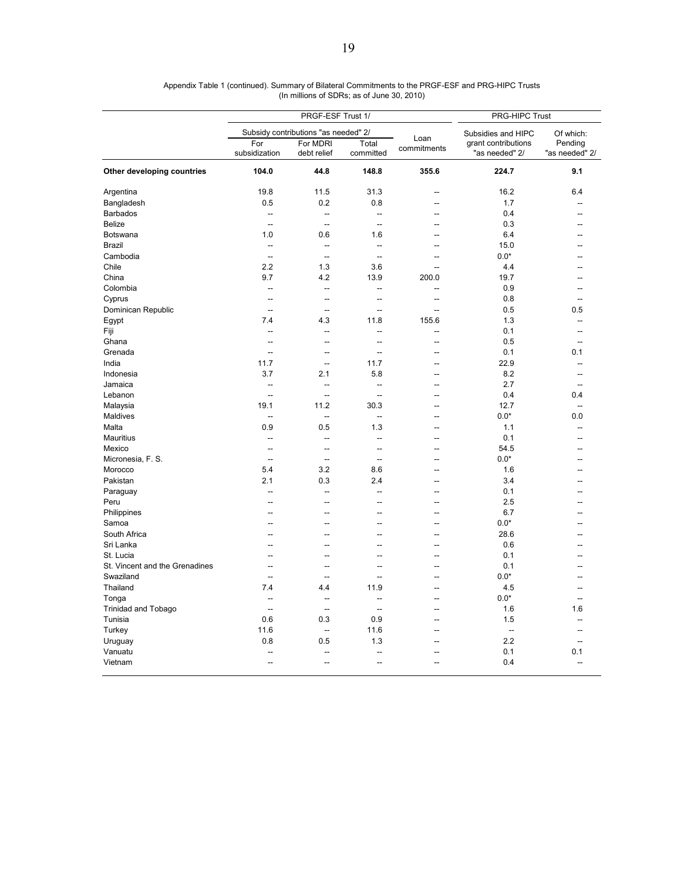Appendix Table 1 (continued). Summary of Bilateral Commitments to the PRGF-ESF and PRG-HIPC Trusts
(In millions of SDRs; as of June 30, 2010)

| | PRGF-ESF Trust 1/ | | | | PRG-HIPC Trust | |
|---|---|---|---|---|---|---|
| | Subsidy contributions "as needed" 2/ | | | Loan commitments | Subsidies and HIPC grant contributions "as needed" 2/ | Of which: Pending "as needed" 2/ |
| | For subsidization | For MDRI debt relief | Total committed | | | |
| **Other developing countries** | **104.0** | **44.8** | **148.8** | **355.6** | **224.7** | **9.1** |
| Argentina | 19.8 | 11.5 | 31.3 | -- | 16.2 | 6.4 |
| Bangladesh | 0.5 | 0.2 | 0.8 | -- | 1.7 | -- |
| Barbados | -- | -- | -- | -- | 0.4 | -- |
| Belize | -- | -- | -- | -- | 0.3 | -- |
| Botswana | 1.0 | 0.6 | 1.6 | -- | 6.4 | -- |
| Brazil | -- | -- | -- | -- | 15.0 | -- |
| Cambodia | -- | -- | -- | -- | 0.0* | -- |
| Chile | 2.2 | 1.3 | 3.6 | -- | 4.4 | -- |
| China | 9.7 | 4.2 | 13.9 | 200.0 | 19.7 | -- |
| Colombia | -- | -- | -- | -- | 0.9 | -- |
| Cyprus | -- | -- | -- | -- | 0.8 | -- |
| Dominican Republic | -- | -- | -- | -- | 0.5 | 0.5 |
| Egypt | 7.4 | 4.3 | 11.8 | 155.6 | 1.3 | -- |
| Fiji | -- | -- | -- | -- | 0.1 | -- |
| Ghana | -- | -- | -- | -- | 0.5 | -- |
| Grenada | -- | -- | -- | -- | 0.1 | 0.1 |
| India | 11.7 | -- | 11.7 | -- | 22.9 | -- |
| Indonesia | 3.7 | 2.1 | 5.8 | -- | 8.2 | -- |
| Jamaica | -- | -- | -- | -- | 2.7 | -- |
| Lebanon | -- | -- | -- | -- | 0.4 | 0.4 |
| Malaysia | 19.1 | 11.2 | 30.3 | -- | 12.7 | -- |
| Maldives | -- | -- | -- | -- | 0.0* | 0.0 |
| Malta | 0.9 | 0.5 | 1.3 | -- | 1.1 | -- |
| Mauritius | -- | -- | -- | -- | 0.1 | -- |
| Mexico | -- | -- | -- | -- | 54.5 | -- |
| Micronesia, F. S. | -- | -- | -- | -- | 0.0* | -- |
| Morocco | 5.4 | 3.2 | 8.6 | -- | 1.6 | -- |
| Pakistan | 2.1 | 0.3 | 2.4 | -- | 3.4 | -- |
| Paraguay | -- | -- | -- | -- | 0.1 | -- |
| Peru | -- | -- | -- | -- | 2.5 | -- |
| Philippines | -- | -- | -- | -- | 6.7 | -- |
| Samoa | -- | -- | -- | -- | 0.0* | -- |
| South Africa | -- | -- | -- | -- | 28.6 | -- |
| Sri Lanka | -- | -- | -- | -- | 0.6 | -- |
| St. Lucia | -- | -- | -- | -- | 0.1 | -- |
| St. Vincent and the Grenadines | -- | -- | -- | -- | 0.1 | -- |
| Swaziland | -- | -- | -- | -- | 0.0* | -- |
| Thailand | 7.4 | 4.4 | 11.9 | -- | 4.5 | -- |
| Tonga | -- | -- | -- | -- | 0.0* | -- |
| Trinidad and Tobago | -- | -- | -- | -- | 1.6 | 1.6 |
| Tunisia | 0.6 | 0.3 | 0.9 | -- | 1.5 | -- |
| Turkey | 11.6 | -- | 11.6 | -- | -- | -- |
| Uruguay | 0.8 | 0.5 | 1.3 | -- | 2.2 | -- |
| Vanuatu | -- | -- | -- | -- | 0.1 | 0.1 |
| Vietnam | -- | -- | -- | -- | 0.4 | -- |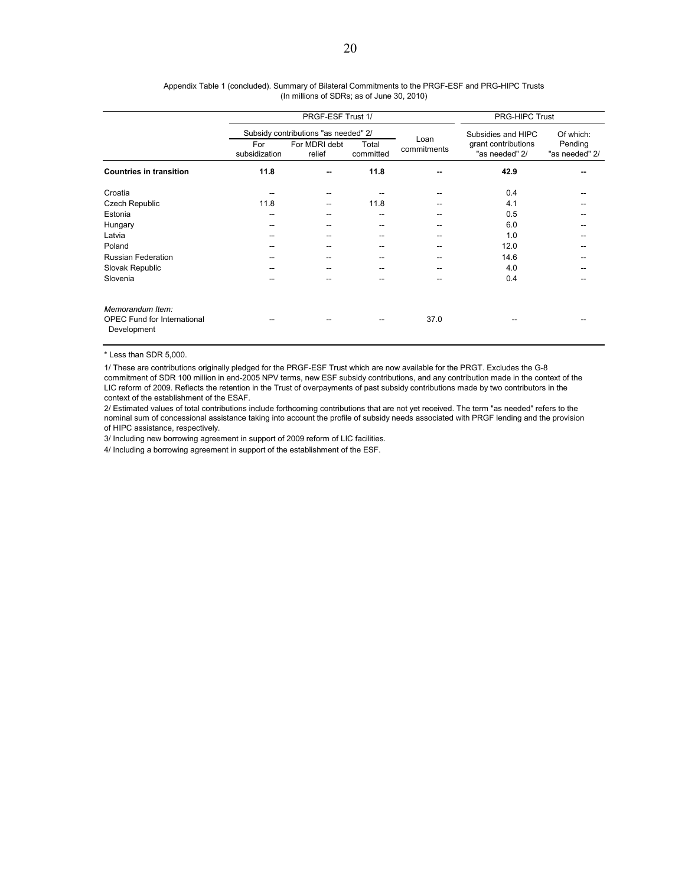Appendix Table 1 (concluded). Summary of Bilateral Commitments to the PRGF-ESF and PRG-HIPC Trusts
(In millions of SDRs; as of June 30, 2010)

| | PRGF-ESF Trust 1/ | | | | PRG-HIPC Trust | |
|---|---|---|---|---|---|---|
| | Subsidy contributions "as needed" 2/ | | | Loan commitments | Subsidies and HIPC grant contributions "as needed" 2/ | Of which: Pending "as needed" 2/ |
| | For subsidization | For MDRI debt relief | Total committed | | | |
| **Countries in transition** | **11.8** | **--** | **11.8** | **--** | **42.9** | **--** |
| Croatia | -- | -- | -- | -- | 0.4 | -- |
| Czech Republic | 11.8 | -- | 11.8 | -- | 4.1 | -- |
| Estonia | -- | -- | -- | -- | 0.5 | -- |
| Hungary | -- | -- | -- | -- | 6.0 | -- |
| Latvia | -- | -- | -- | -- | 1.0 | -- |
| Poland | -- | -- | -- | -- | 12.0 | -- |
| Russian Federation | -- | -- | -- | -- | 14.6 | -- |
| Slovak Republic | -- | -- | -- | -- | 4.0 | -- |
| Slovenia | -- | -- | -- | -- | 0.4 | -- |
| *Memorandum Item:* | | | | | | |
| OPEC Fund for International Development | -- | -- | -- | 37.0 | -- | -- |

\* Less than SDR 5,000.

1/ These are contributions originally pledged for the PRGF-ESF Trust which are now available for the PRGT. Excludes the G-8 commitment of SDR 100 million in end-2005 NPV terms, new ESF subsidy contributions, and any contribution made in the context of the LIC reform of 2009. Reflects the retention in the Trust of overpayments of past subsidy contributions made by two contributors in the context of the establishment of the ESAF.

2/ Estimated values of total contributions include forthcoming contributions that are not yet received. The term "as needed" refers to the nominal sum of concessional assistance taking into account the profile of subsidy needs associated with PRGF lending and the provision of HIPC assistance, respectively.

3/ Including new borrowing agreement in support of 2009 reform of LIC facilities.

4/ Including a borrowing agreement in support of the establishment of the ESF.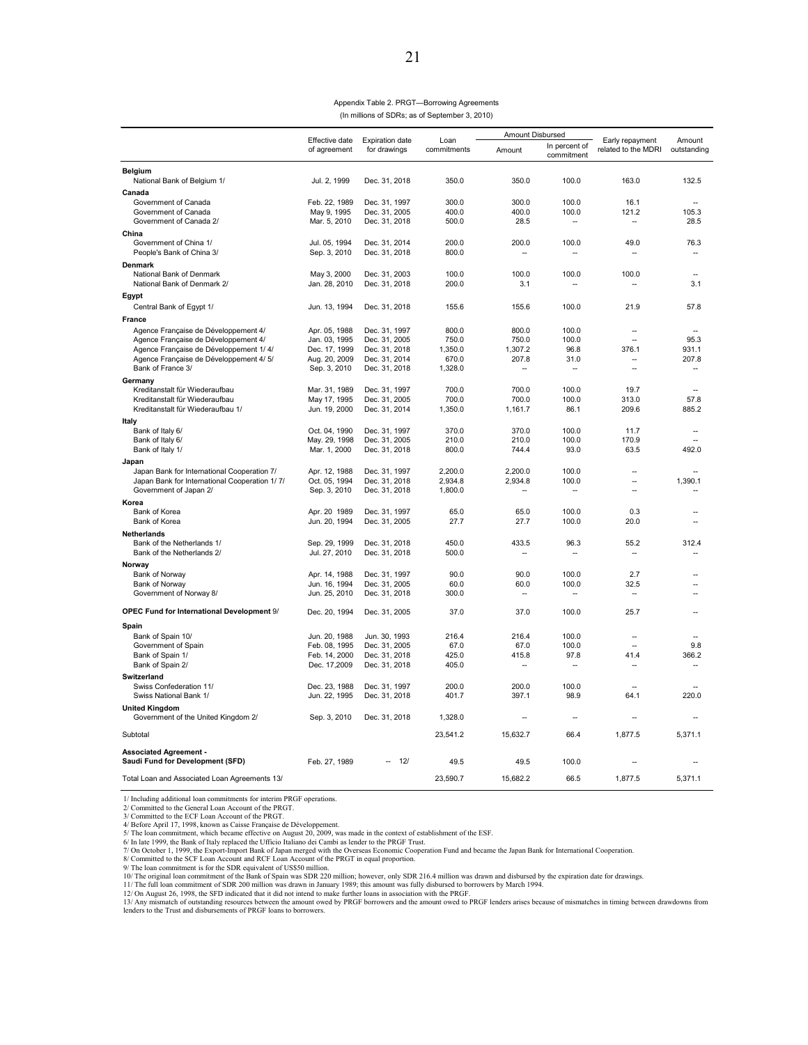Appendix Table 2. PRGT—Borrowing Agreements

(In millions of SDRs; as of September 3, 2010)

| | Effective date of agreement | Expiration date for drawings | Loan commitments | Amount Disbursed | | Early repayment related to the MDRI | Amount outstanding |
|---|---|---|---|---|---|---|---|
| | | | | Amount | In percent of commitment | | |
| **Belgium** | | | | | | | |
| National Bank of Belgium 1/ | Jul. 2, 1999 | Dec. 31, 2018 | 350.0 | 350.0 | 100.0 | 163.0 | 132.5 |
| **Canada** | | | | | | | |
| Government of Canada | Feb. 22, 1989 | Dec. 31, 1997 | 300.0 | 300.0 | 100.0 | 16.1 | -- |
| Government of Canada | May 9, 1995 | Dec. 31, 2005 | 400.0 | 400.0 | 100.0 | 121.2 | 105.3 |
| Government of Canada 2/ | Mar. 5, 2010 | Dec. 31, 2018 | 500.0 | 28.5 | -- | -- | 28.5 |
| **China** | | | | | | | |
| Government of China 1/ | Jul. 05, 1994 | Dec. 31, 2014 | 200.0 | 200.0 | 100.0 | 49.0 | 76.3 |
| People's Bank of China 3/ | Sep. 3, 2010 | Dec. 31, 2018 | 800.0 | -- | -- | -- | -- |
| **Denmark** | | | | | | | |
| National Bank of Denmark | May 3, 2000 | Dec. 31, 2003 | 100.0 | 100.0 | 100.0 | 100.0 | -- |
| National Bank of Denmark 2/ | Jan. 28, 2010 | Dec. 31, 2018 | 200.0 | 3.1 | -- | -- | 3.1 |
| **Egypt** | | | | | | | |
| Central Bank of Egypt 1/ | Jun. 13, 1994 | Dec. 31, 2018 | 155.6 | 155.6 | 100.0 | 21.9 | 57.8 |
| **France** | | | | | | | |
| Agence Française de Développement 4/ | Apr. 05, 1988 | Dec. 31, 1997 | 800.0 | 800.0 | 100.0 | -- | -- |
| Agence Française de Développement 4/ | Jan. 03, 1995 | Dec. 31, 2005 | 750.0 | 750.0 | 100.0 | -- | 95.3 |
| Agence Française de Développement 1/ 4/ | Dec. 17, 1999 | Dec. 31, 2018 | 1,350.0 | 1,307.2 | 96.8 | 376.1 | 931.1 |
| Agence Française de Développement 4/ 5/ | Aug. 20, 2009 | Dec. 31, 2018 | 670.0 | 207.8 | 31.0 | -- | 207.8 |
| Bank of France 3/ | Sep. 3, 2010 | Dec. 31, 2018 | 1,328.0 | -- | -- | -- | -- |
| **Germany** | | | | | | | |
| Kreditanstalt für Wiederaufbau | Mar. 31, 1989 | Dec. 31, 1997 | 700.0 | 700.0 | 100.0 | 19.7 | -- |
| Kreditanstalt für Wiederaufbau | May 17, 1995 | Dec. 31, 2005 | 700.0 | 700.0 | 100.0 | 313.0 | 57.8 |
| Kreditanstalt für Wiederaufbau 1/ | Jun. 19, 2000 | Dec. 31, 2014 | 1,350.0 | 1,161.7 | 86.1 | 209.6 | 885.2 |
| **Italy** | | | | | | | |
| Bank of Italy 6/ | Oct. 04, 1990 | Dec. 31, 1997 | 370.0 | 370.0 | 100.0 | 11.7 | -- |
| Bank of Italy 6/ | May. 29, 1998 | Dec. 31, 2005 | 210.0 | 210.0 | 100.0 | 170.9 | -- |
| Bank of Italy 1/ | Mar. 1, 2000 | Dec. 31, 2018 | 800.0 | 744.4 | 93.0 | 63.5 | 492.0 |
| **Japan** | | | | | | | |
| Japan Bank for International Cooperation 7/ | Apr. 12, 1988 | Dec. 31, 1997 | 2,200.0 | 2,200.0 | 100.0 | -- | -- |
| Japan Bank for International Cooperation 1/ 7/ | Oct. 05, 1994 | Dec. 31, 2018 | 2,934.8 | 2,934.8 | 100.0 | -- | 1,390.1 |
| Government of Japan 2/ | Sep. 3, 2010 | Dec. 31, 2018 | 1,800.0 | -- | -- | -- | -- |
| **Korea** | | | | | | | |
| Bank of Korea | Apr. 20 1989 | Dec. 31, 1997 | 65.0 | 65.0 | 100.0 | 0.3 | -- |
| Bank of Korea | Jun. 20, 1994 | Dec. 31, 2005 | 27.7 | 27.7 | 100.0 | 20.0 | -- |
| **Netherlands** | | | | | | | |
| Bank of the Netherlands 1/ | Sep. 29, 1999 | Dec. 31, 2018 | 450.0 | 433.5 | 96.3 | 55.2 | 312.4 |
| Bank of the Netherlands 2/ | Jul. 27, 2010 | Dec. 31, 2018 | 500.0 | -- | -- | -- | -- |
| **Norway** | | | | | | | |
| Bank of Norway | Apr. 14, 1988 | Dec. 31, 1997 | 90.0 | 90.0 | 100.0 | 2.7 | -- |
| Bank of Norway | Jun. 16, 1994 | Dec. 31, 2005 | 60.0 | 60.0 | 100.0 | 32.5 | -- |
| Government of Norway 8/ | Jun. 25, 2010 | Dec. 31, 2018 | 300.0 | -- | -- | -- | -- |
| **OPEC Fund for International Development** 9/ | Dec. 20, 1994 | Dec. 31, 2005 | 37.0 | 37.0 | 100.0 | 25.7 | -- |
| **Spain** | | | | | | | |
| Bank of Spain 10/ | Jun. 20, 1988 | Jun. 30, 1993 | 216.4 | 216.4 | 100.0 | -- | -- |
| Government of Spain | Feb. 08, 1995 | Dec. 31, 2005 | 67.0 | 67.0 | 100.0 | -- | 9.8 |
| Bank of Spain 1/ | Feb. 14, 2000 | Dec. 31, 2018 | 425.0 | 415.8 | 97.8 | 41.4 | 366.2 |
| Bank of Spain 2/ | Dec. 17,2009 | Dec. 31, 2018 | 405.0 | -- | -- | -- | -- |
| **Switzerland** | | | | | | | |
| Swiss Confederation 11/ | Dec. 23, 1988 | Dec. 31, 1997 | 200.0 | 200.0 | 100.0 | -- | -- |
| Swiss National Bank 1/ | Jun. 22, 1995 | Dec. 31, 2018 | 401.7 | 397.1 | 98.9 | 64.1 | 220.0 |
| **United Kingdom** | | | | | | | |
| Government of the United Kingdom 2/ | Sep. 3, 2010 | Dec. 31, 2018 | 1,328.0 | -- | -- | -- | -- |
| Subtotal | | | 23,541.2 | 15,632.7 | 66.4 | 1,877.5 | 5,371.1 |
| **Associated Agreement - Saudi Fund for Development (SFD)** | Feb. 27, 1989 | -- 12/ | 49.5 | 49.5 | 100.0 | -- | -- |
| Total Loan and Associated Loan Agreements 13/ | | | 23,590.7 | 15,682.2 | 66.5 | 1,877.5 | 5,371.1 |

1/ Including additional loan commitments for interim PRGF operations.
2/ Committed to the General Loan Account of the PRGT.
3/ Committed to the ECF Loan Account of the PRGT.
4/ Before April 17, 1998, known as Caisse Française de Développement.
5/ The loan commitment, which became effective on August 20, 2009, was made in the context of establishment of the ESF.
6/ In late 1999, the Bank of Italy replaced the Ufficio Italiano dei Cambi as lender to the PRGF Trust.
7/ On October 1, 1999, the Export-Import Bank of Japan merged with the Overseas Economic Cooperation Fund and became the Japan Bank for International Cooperation.
8/ Committed to the SCF Loan Account and RCF Loan Account of the PRGT in equal proportion.
9/ The loan commitment is for the SDR equivalent of US$50 million.
10/ The original loan commitment of the Bank of Spain was SDR 220 million; however, only SDR 216.4 million was drawn and disbursed by the expiration date for drawings.
11/ The full loan commitment of SDR 200 million was drawn in January 1989; this amount was fully disbursed to borrowers by March 1994.
12/ On August 26, 1998, the SFD indicated that it did not intend to make further loans in association with the PRGF.
13/ Any mismatch of outstanding resources between the amount owed by PRGF borrowers and the amount owed to PRGF lenders arises because of mismatches in timing between drawdowns from lenders to the Trust and disbursements of PRGF loans to borrowers.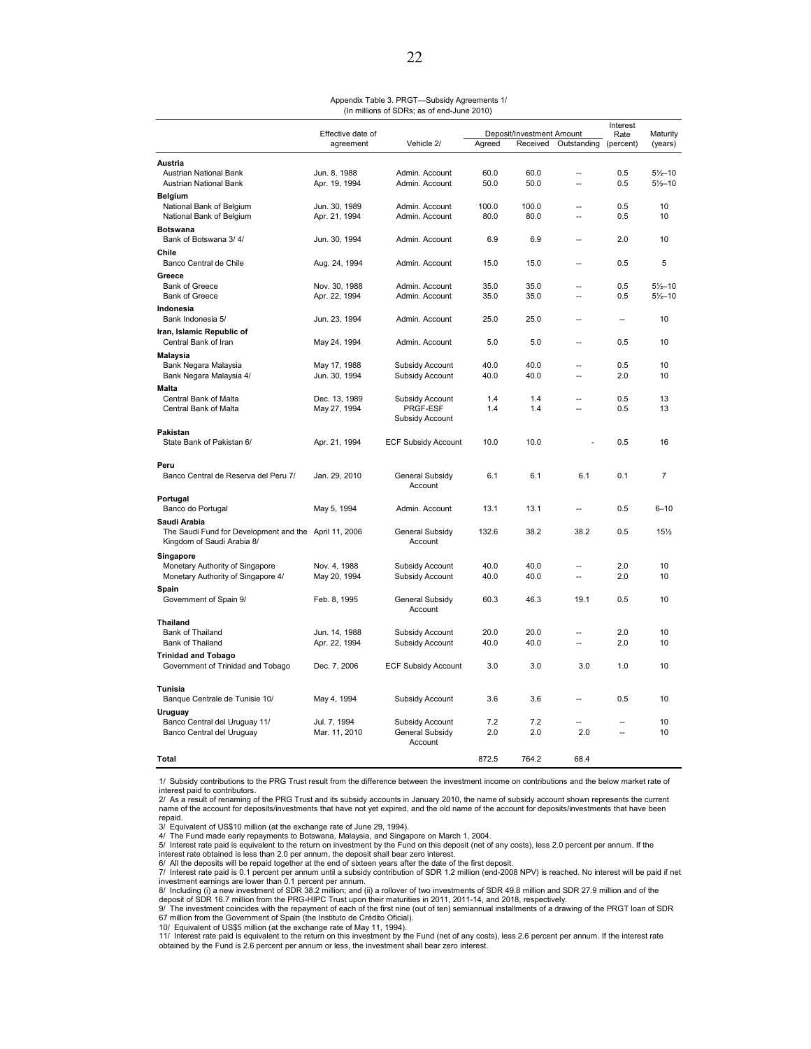Appendix Table 3. PRGT—Subsidy Agreements 1/
(In millions of SDRs; as of end-June 2010)

| | Effective date of agreement | Vehicle 2/ | Deposit/Investment Amount | | | Interest Rate (percent) | Maturity (years) |
|---|---|---|---|---|---|---|---|
| | | | Agreed | Received | Outstanding | | |
| **Austria** | | | | | | | |
| Austrian National Bank | Jun. 8, 1988 | Admin. Account | 60.0 | 60.0 | -- | 0.5 | 5½–10 |
| Austrian National Bank | Apr. 19, 1994 | Admin. Account | 50.0 | 50.0 | -- | 0.5 | 5½–10 |
| **Belgium** | | | | | | | |
| National Bank of Belgium | Jun. 30, 1989 | Admin. Account | 100.0 | 100.0 | -- | 0.5 | 10 |
| National Bank of Belgium | Apr. 21, 1994 | Admin. Account | 80.0 | 80.0 | -- | 0.5 | 10 |
| **Botswana** | | | | | | | |
| Bank of Botswana 3/ 4/ | Jun. 30, 1994 | Admin. Account | 6.9 | 6.9 | -- | 2.0 | 10 |
| **Chile** | | | | | | | |
| Banco Central de Chile | Aug. 24, 1994 | Admin. Account | 15.0 | 15.0 | -- | 0.5 | 5 |
| **Greece** | | | | | | | |
| Bank of Greece | Nov. 30, 1988 | Admin. Account | 35.0 | 35.0 | -- | 0.5 | 5½–10 |
| Bank of Greece | Apr. 22, 1994 | Admin. Account | 35.0 | 35.0 | -- | 0.5 | 5½–10 |
| **Indonesia** | | | | | | | |
| Bank Indonesia 5/ | Jun. 23, 1994 | Admin. Account | 25.0 | 25.0 | -- | -- | 10 |
| **Iran, Islamic Republic of** | | | | | | | |
| Central Bank of Iran | May 24, 1994 | Admin. Account | 5.0 | 5.0 | -- | 0.5 | 10 |
| **Malaysia** | | | | | | | |
| Bank Negara Malaysia | May 17, 1988 | Subsidy Account | 40.0 | 40.0 | -- | 0.5 | 10 |
| Bank Negara Malaysia 4/ | Jun. 30, 1994 | Subsidy Account | 40.0 | 40.0 | -- | 2.0 | 10 |
| **Malta** | | | | | | | |
| Central Bank of Malta | Dec. 13, 1989 | Subsidy Account | 1.4 | 1.4 | -- | 0.5 | 13 |
| Central Bank of Malta | May 27, 1994 | PRGF-ESF Subsidy Account | 1.4 | 1.4 | -- | 0.5 | 13 |
| **Pakistan** | | | | | | | |
| State Bank of Pakistan 6/ | Apr. 21, 1994 | ECF Subsidy Account | 10.0 | 10.0 | - | 0.5 | 16 |
| **Peru** | | | | | | | |
| Banco Central de Reserva del Peru 7/ | Jan. 29, 2010 | General Subsidy Account | 6.1 | 6.1 | 6.1 | 0.1 | 7 |
| **Portugal** | | | | | | | |
| Banco do Portugal | May 5, 1994 | Admin. Account | 13.1 | 13.1 | -- | 0.5 | 6–10 |
| **Saudi Arabia** | | | | | | | |
| The Saudi Fund for Development and the Kingdom of Saudi Arabia 8/ | April 11, 2006 | General Subsidy Account | 132.6 | 38.2 | 38.2 | 0.5 | 15½ |
| **Singapore** | | | | | | | |
| Monetary Authority of Singapore | Nov. 4, 1988 | Subsidy Account | 40.0 | 40.0 | -- | 2.0 | 10 |
| Monetary Authority of Singapore 4/ | May 20, 1994 | Subsidy Account | 40.0 | 40.0 | -- | 2.0 | 10 |
| **Spain** | | | | | | | |
| Government of Spain 9/ | Feb. 8, 1995 | General Subsidy Account | 60.3 | 46.3 | 19.1 | 0.5 | 10 |
| **Thailand** | | | | | | | |
| Bank of Thailand | Jun. 14, 1988 | Subsidy Account | 20.0 | 20.0 | -- | 2.0 | 10 |
| Bank of Thailand | Apr. 22, 1994 | Subsidy Account | 40.0 | 40.0 | -- | 2.0 | 10 |
| **Trinidad and Tobago** | | | | | | | |
| Government of Trinidad and Tobago | Dec. 7, 2006 | ECF Subsidy Account | 3.0 | 3.0 | 3.0 | 1.0 | 10 |
| **Tunisia** | | | | | | | |
| Banque Centrale de Tunisie 10/ | May 4, 1994 | Subsidy Account | 3.6 | 3.6 | -- | 0.5 | 10 |
| **Uruguay** | | | | | | | |
| Banco Central del Uruguay 11/ | Jul. 7, 1994 | Subsidy Account | 7.2 | 7.2 | -- | -- | 10 |
| Banco Central del Uruguay | Mar. 11, 2010 | General Subsidy Account | 2.0 | 2.0 | 2.0 | -- | 10 |
| **Total** | | | 872.5 | 764.2 | 68.4 | | |

1/ Subsidy contributions to the PRG Trust result from the difference between the investment income on contributions and the below market rate of interest paid to contributors.
2/ As a result of renaming of the PRG Trust and its subsidy accounts in January 2010, the name of subsidy account shown represents the current name of the account for deposits/investments that have not yet expired, and the old name of the account for deposits/investments that have been repaid.
3/ Equivalent of US$10 million (at the exchange rate of June 29, 1994).
4/ The Fund made early repayments to Botswana, Malaysia, and Singapore on March 1, 2004.
5/ Interest rate paid is equivalent to the return on investment by the Fund on this deposit (net of any costs), less 2.0 percent per annum. If the interest rate obtained is less than 2.0 per annum, the deposit shall bear zero interest.
6/ All the deposits will be repaid together at the end of sixteen years after the date of the first deposit.
7/ Interest rate paid is 0.1 percent per annum until a subsidy contribution of SDR 1.2 million (end-2008 NPV) is reached. No interest will be paid if net investment earnings are lower than 0.1 percent per annum.
8/ Including (i) a new investment of SDR 38.2 million; and (ii) a rollover of two investments of SDR 49.8 million and SDR 27.9 million and of the deposit of SDR 16.7 million from the PRG-HIPC Trust upon their maturities in 2011, 2011-14, and 2018, respectively.
9/ The investment coincides with the repayment of each of the first nine (out of ten) semiannual installments of a drawing of the PRGT loan of SDR 67 million from the Government of Spain (the Instituto de Crédito Oficial).
10/ Equivalent of US$5 million (at the exchange rate of May 11, 1994).
11/ Interest rate paid is equivalent to the return on this investment by the Fund (net of any costs), less 2.6 percent per annum. If the interest rate obtained by the Fund is 2.6 percent per annum or less, the investment shall bear zero interest.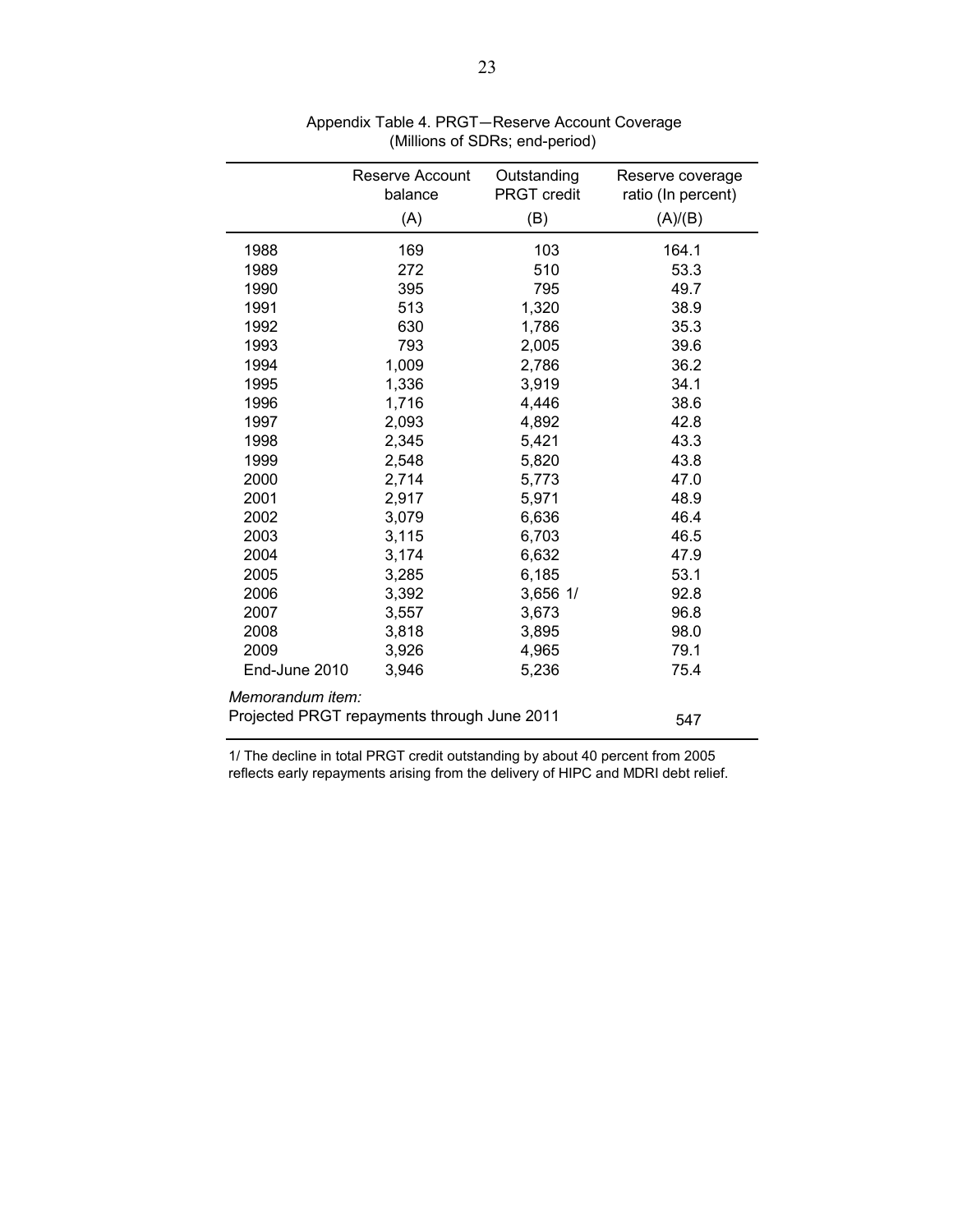Appendix Table 4. PRGT—Reserve Account Coverage
(Millions of SDRs; end-period)

| | Reserve Account balance (A) | Outstanding PRGT credit (B) | Reserve coverage ratio (In percent) (A)/(B) |
|---|---|---|---|
| 1988 | 169 | 103 | 164.1 |
| 1989 | 272 | 510 | 53.3 |
| 1990 | 395 | 795 | 49.7 |
| 1991 | 513 | 1,320 | 38.9 |
| 1992 | 630 | 1,786 | 35.3 |
| 1993 | 793 | 2,005 | 39.6 |
| 1994 | 1,009 | 2,786 | 36.2 |
| 1995 | 1,336 | 3,919 | 34.1 |
| 1996 | 1,716 | 4,446 | 38.6 |
| 1997 | 2,093 | 4,892 | 42.8 |
| 1998 | 2,345 | 5,421 | 43.3 |
| 1999 | 2,548 | 5,820 | 43.8 |
| 2000 | 2,714 | 5,773 | 47.0 |
| 2001 | 2,917 | 5,971 | 48.9 |
| 2002 | 3,079 | 6,636 | 46.4 |
| 2003 | 3,115 | 6,703 | 46.5 |
| 2004 | 3,174 | 6,632 | 47.9 |
| 2005 | 3,285 | 6,185 | 53.1 |
| 2006 | 3,392 | 3,656 1/ | 92.8 |
| 2007 | 3,557 | 3,673 | 96.8 |
| 2008 | 3,818 | 3,895 | 98.0 |
| 2009 | 3,926 | 4,965 | 79.1 |
| End-June 2010 | 3,946 | 5,236 | 75.4 |
| *Memorandum item:* | | | |
| Projected PRGT repayments through June 2011 | | | 547 |

1/ The decline in total PRGT credit outstanding by about 40 percent from 2005 reflects early repayments arising from the delivery of HIPC and MDRI debt relief.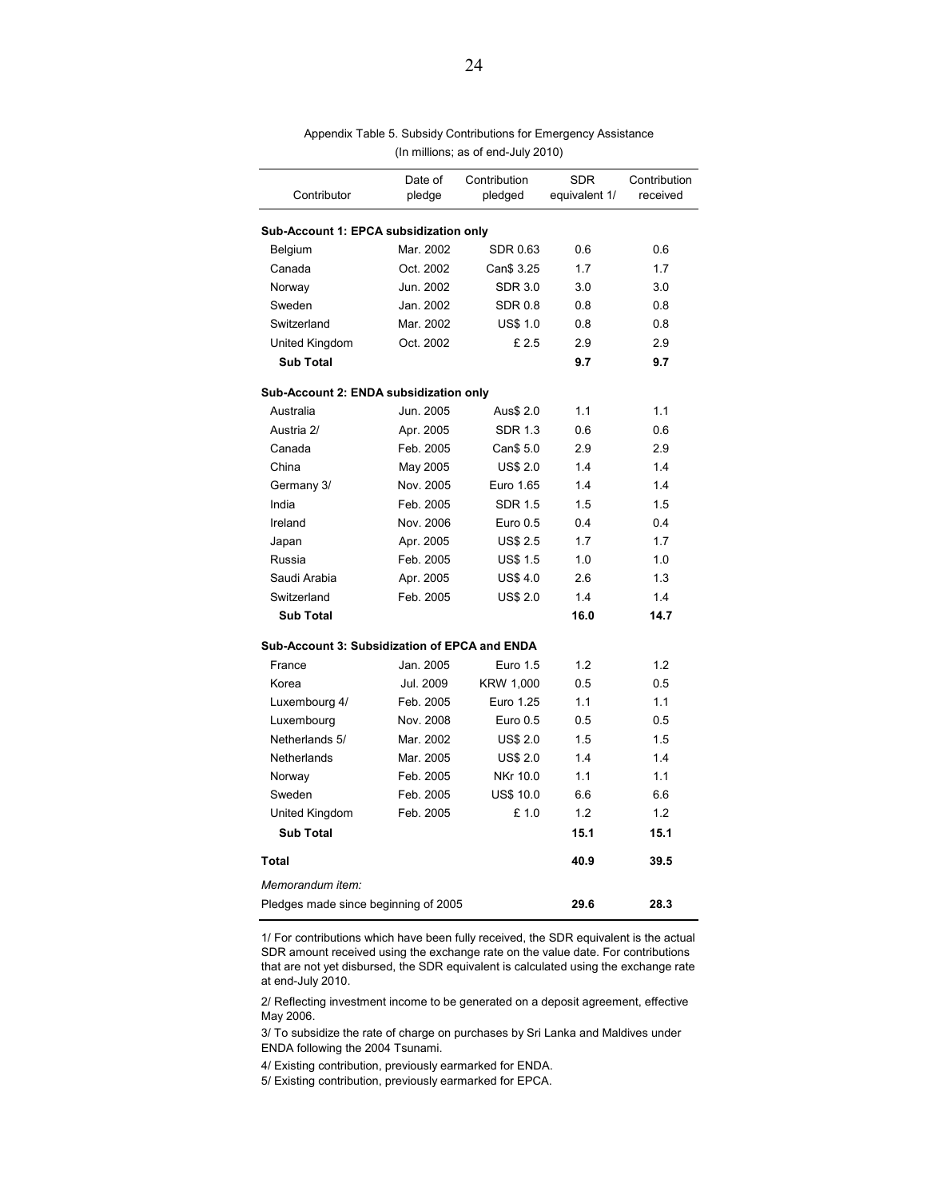Appendix Table 5. Subsidy Contributions for Emergency Assistance
(In millions; as of end-July 2010)

| Contributor | Date of pledge | Contribution pledged | SDR equivalent 1/ | Contribution received |
|---|---|---|---|---|
| **Sub-Account 1: EPCA subsidization only** | | | | |
| Belgium | Mar. 2002 | SDR 0.63 | 0.6 | 0.6 |
| Canada | Oct. 2002 | Can$ 3.25 | 1.7 | 1.7 |
| Norway | Jun. 2002 | SDR 3.0 | 3.0 | 3.0 |
| Sweden | Jan. 2002 | SDR 0.8 | 0.8 | 0.8 |
| Switzerland | Mar. 2002 | US$ 1.0 | 0.8 | 0.8 |
| United Kingdom | Oct. 2002 | £ 2.5 | 2.9 | 2.9 |
| **Sub Total** | | | **9.7** | **9.7** |
| **Sub-Account 2: ENDA subsidization only** | | | | |
| Australia | Jun. 2005 | Aus$ 2.0 | 1.1 | 1.1 |
| Austria 2/ | Apr. 2005 | SDR 1.3 | 0.6 | 0.6 |
| Canada | Feb. 2005 | Can$ 5.0 | 2.9 | 2.9 |
| China | May 2005 | US$ 2.0 | 1.4 | 1.4 |
| Germany 3/ | Nov. 2005 | Euro 1.65 | 1.4 | 1.4 |
| India | Feb. 2005 | SDR 1.5 | 1.5 | 1.5 |
| Ireland | Nov. 2006 | Euro 0.5 | 0.4 | 0.4 |
| Japan | Apr. 2005 | US$ 2.5 | 1.7 | 1.7 |
| Russia | Feb. 2005 | US$ 1.5 | 1.0 | 1.0 |
| Saudi Arabia | Apr. 2005 | US$ 4.0 | 2.6 | 1.3 |
| Switzerland | Feb. 2005 | US$ 2.0 | 1.4 | 1.4 |
| **Sub Total** | | | **16.0** | **14.7** |
| **Sub-Account 3: Subsidization of EPCA and ENDA** | | | | |
| France | Jan. 2005 | Euro 1.5 | 1.2 | 1.2 |
| Korea | Jul. 2009 | KRW 1,000 | 0.5 | 0.5 |
| Luxembourg 4/ | Feb. 2005 | Euro 1.25 | 1.1 | 1.1 |
| Luxembourg | Nov. 2008 | Euro 0.5 | 0.5 | 0.5 |
| Netherlands 5/ | Mar. 2002 | US$ 2.0 | 1.5 | 1.5 |
| Netherlands | Mar. 2005 | US$ 2.0 | 1.4 | 1.4 |
| Norway | Feb. 2005 | NKr 10.0 | 1.1 | 1.1 |
| Sweden | Feb. 2005 | US$ 10.0 | 6.6 | 6.6 |
| United Kingdom | Feb. 2005 | £ 1.0 | 1.2 | 1.2 |
| **Sub Total** | | | **15.1** | **15.1** |
| **Total** | | | **40.9** | **39.5** |
| *Memorandum item:* | | | | |
| Pledges made since beginning of 2005 | | | **29.6** | **28.3** |

1/ For contributions which have been fully received, the SDR equivalent is the actual SDR amount received using the exchange rate on the value date. For contributions that are not yet disbursed, the SDR equivalent is calculated using the exchange rate at end-July 2010.

2/ Reflecting investment income to be generated on a deposit agreement, effective May 2006.

3/ To subsidize the rate of charge on purchases by Sri Lanka and Maldives under ENDA following the 2004 Tsunami.

4/ Existing contribution, previously earmarked for ENDA.

5/ Existing contribution, previously earmarked for EPCA.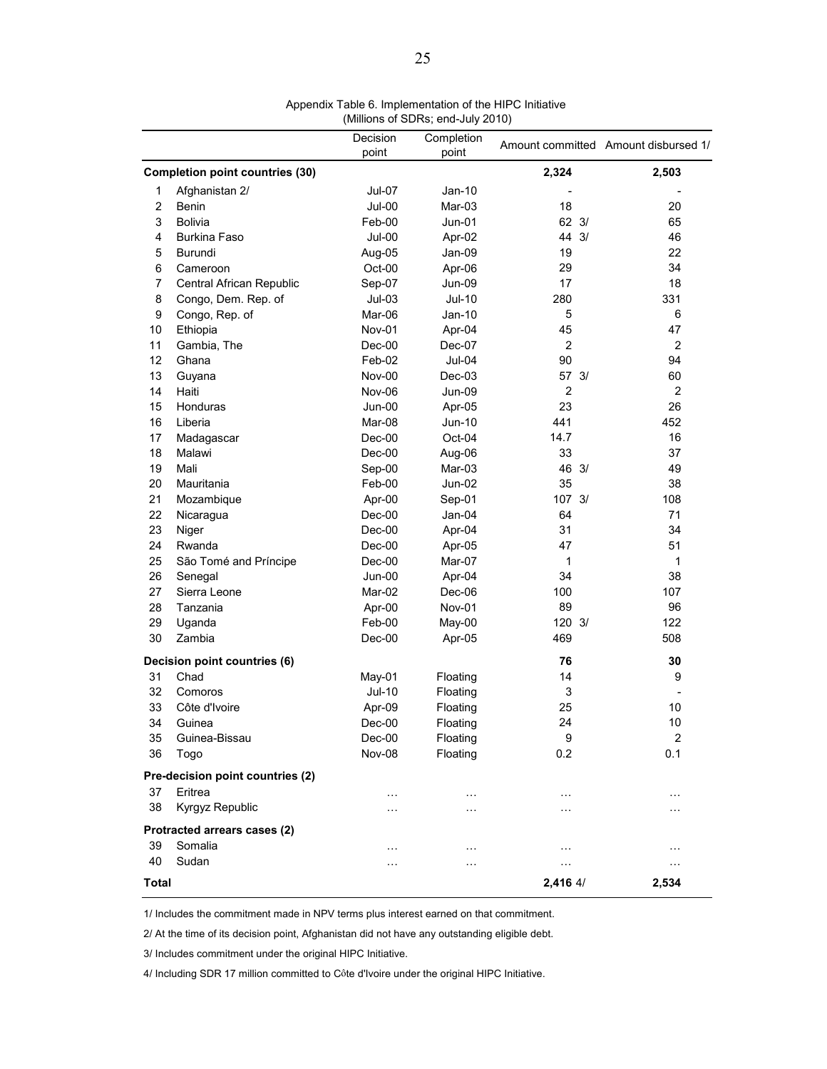Appendix Table 6. Implementation of the HIPC Initiative
(Millions of SDRs; end-July 2010)

| | | Decision point | Completion point | Amount committed | Amount disbursed 1/ |
|---|---|---|---|---|---|
| **Completion point countries (30)** | | | | **2,324** | **2,503** |
| 1 | Afghanistan 2/ | Jul-07 | Jan-10 | - | - |
| 2 | Benin | Jul-00 | Mar-03 | 18 | 20 |
| 3 | Bolivia | Feb-00 | Jun-01 | 62 3/ | 65 |
| 4 | Burkina Faso | Jul-00 | Apr-02 | 44 3/ | 46 |
| 5 | Burundi | Aug-05 | Jan-09 | 19 | 22 |
| 6 | Cameroon | Oct-00 | Apr-06 | 29 | 34 |
| 7 | Central African Republic | Sep-07 | Jun-09 | 17 | 18 |
| 8 | Congo, Dem. Rep. of | Jul-03 | Jul-10 | 280 | 331 |
| 9 | Congo, Rep. of | Mar-06 | Jan-10 | 5 | 6 |
| 10 | Ethiopia | Nov-01 | Apr-04 | 45 | 47 |
| 11 | Gambia, The | Dec-00 | Dec-07 | 2 | 2 |
| 12 | Ghana | Feb-02 | Jul-04 | 90 | 94 |
| 13 | Guyana | Nov-00 | Dec-03 | 57 3/ | 60 |
| 14 | Haiti | Nov-06 | Jun-09 | 2 | 2 |
| 15 | Honduras | Jun-00 | Apr-05 | 23 | 26 |
| 16 | Liberia | Mar-08 | Jun-10 | 441 | 452 |
| 17 | Madagascar | Dec-00 | Oct-04 | 14.7 | 16 |
| 18 | Malawi | Dec-00 | Aug-06 | 33 | 37 |
| 19 | Mali | Sep-00 | Mar-03 | 46 3/ | 49 |
| 20 | Mauritania | Feb-00 | Jun-02 | 35 | 38 |
| 21 | Mozambique | Apr-00 | Sep-01 | 107 3/ | 108 |
| 22 | Nicaragua | Dec-00 | Jan-04 | 64 | 71 |
| 23 | Niger | Dec-00 | Apr-04 | 31 | 34 |
| 24 | Rwanda | Dec-00 | Apr-05 | 47 | 51 |
| 25 | São Tomé and Príncipe | Dec-00 | Mar-07 | 1 | 1 |
| 26 | Senegal | Jun-00 | Apr-04 | 34 | 38 |
| 27 | Sierra Leone | Mar-02 | Dec-06 | 100 | 107 |
| 28 | Tanzania | Apr-00 | Nov-01 | 89 | 96 |
| 29 | Uganda | Feb-00 | May-00 | 120 3/ | 122 |
| 30 | Zambia | Dec-00 | Apr-05 | 469 | 508 |
| **Decision point countries (6)** | | | | **76** | **30** |
| 31 | Chad | May-01 | Floating | 14 | 9 |
| 32 | Comoros | Jul-10 | Floating | 3 | - |
| 33 | Côte d'Ivoire | Apr-09 | Floating | 25 | 10 |
| 34 | Guinea | Dec-00 | Floating | 24 | 10 |
| 35 | Guinea-Bissau | Dec-00 | Floating | 9 | 2 |
| 36 | Togo | Nov-08 | Floating | 0.2 | 0.1 |
| **Pre-decision point countries (2)** | | | | | |
| 37 | Eritrea | … | … | … | … |
| 38 | Kyrgyz Republic | … | … | … | … |
| **Protracted arrears cases (2)** | | | | | |
| 39 | Somalia | … | … | … | … |
| 40 | Sudan | … | … | … | … |
| **Total** | | | | **2,416** 4/ | **2,534** |

1/ Includes the commitment made in NPV terms plus interest earned on that commitment.

2/ At the time of its decision point, Afghanistan did not have any outstanding eligible debt.

3/ Includes commitment under the original HIPC Initiative.

4/ Including SDR 17 million committed to Côte d'Ivoire under the original HIPC Initiative.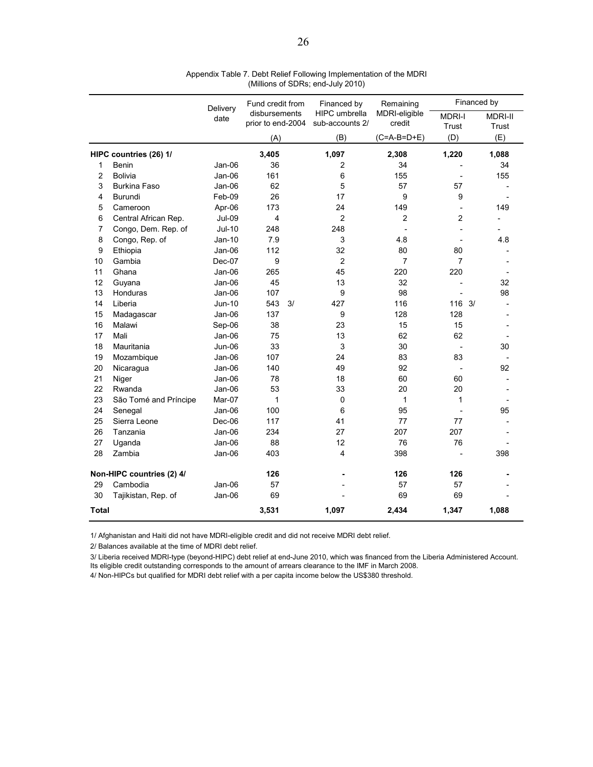Appendix Table 7. Debt Relief Following Implementation of the MDRI
(Millions of SDRs; end-July 2010)

| | | Delivery date | Fund credit from disbursements prior to end-2004 | Financed by HIPC umbrella sub-accounts 2/ | Remaining MDRI-eligible credit | Financed by | |
|---|---|---|---|---|---|---|---|
| | | | | | | MDRI-I Trust | MDRI-II Trust |
| | | | (A) | (B) | (C=A-B=D+E) | (D) | (E) |
| **HIPC countries (26) 1/** | | | **3,405** | **1,097** | **2,308** | **1,220** | **1,088** |
| 1 | Benin | Jan-06 | 36 | 2 | 34 | - | 34 |
| 2 | Bolivia | Jan-06 | 161 | 6 | 155 | - | 155 |
| 3 | Burkina Faso | Jan-06 | 62 | 5 | 57 | 57 | - |
| 4 | Burundi | Feb-09 | 26 | 17 | 9 | 9 | - |
| 5 | Cameroon | Apr-06 | 173 | 24 | 149 | - | 149 |
| 6 | Central African Rep. | Jul-09 | 4 | 2 | 2 | 2 | - |
| 7 | Congo, Dem. Rep. of | Jul-10 | 248 | 248 | - | - | - |
| 8 | Congo, Rep. of | Jan-10 | 7.9 | 3 | 4.8 | - | 4.8 |
| 9 | Ethiopia | Jan-06 | 112 | 32 | 80 | 80 | - |
| 10 | Gambia | Dec-07 | 9 | 2 | 7 | 7 | - |
| 11 | Ghana | Jan-06 | 265 | 45 | 220 | 220 | - |
| 12 | Guyana | Jan-06 | 45 | 13 | 32 | - | 32 |
| 13 | Honduras | Jan-06 | 107 | 9 | 98 | - | 98 |
| 14 | Liberia | Jun-10 | 543 3/ | 427 | 116 | 116 3/ | - |
| 15 | Madagascar | Jan-06 | 137 | 9 | 128 | 128 | - |
| 16 | Malawi | Sep-06 | 38 | 23 | 15 | 15 | - |
| 17 | Mali | Jan-06 | 75 | 13 | 62 | 62 | - |
| 18 | Mauritania | Jun-06 | 33 | 3 | 30 | - | 30 |
| 19 | Mozambique | Jan-06 | 107 | 24 | 83 | 83 | - |
| 20 | Nicaragua | Jan-06 | 140 | 49 | 92 | - | 92 |
| 21 | Niger | Jan-06 | 78 | 18 | 60 | 60 | - |
| 22 | Rwanda | Jan-06 | 53 | 33 | 20 | 20 | - |
| 23 | São Tomé and Príncipe | Mar-07 | 1 | 0 | 1 | 1 | - |
| 24 | Senegal | Jan-06 | 100 | 6 | 95 | - | 95 |
| 25 | Sierra Leone | Dec-06 | 117 | 41 | 77 | 77 | - |
| 26 | Tanzania | Jan-06 | 234 | 27 | 207 | 207 | - |
| 27 | Uganda | Jan-06 | 88 | 12 | 76 | 76 | - |
| 28 | Zambia | Jan-06 | 403 | 4 | 398 | - | 398 |
| **Non-HIPC countries (2) 4/** | | | **126** | **-** | **126** | **126** | **-** |
| 29 | Cambodia | Jan-06 | 57 | - | 57 | 57 | - |
| 30 | Tajikistan, Rep. of | Jan-06 | 69 | - | 69 | 69 | - |
| **Total** | | | **3,531** | **1,097** | **2,434** | **1,347** | **1,088** |

1/ Afghanistan and Haiti did not have MDRI-eligible credit and did not receive MDRI debt relief.

2/ Balances available at the time of MDRI debt relief.

3/ Liberia received MDRI-type (beyond-HIPC) debt relief at end-June 2010, which was financed from the Liberia Administered Account. Its eligible credit outstanding corresponds to the amount of arrears clearance to the IMF in March 2008.

4/ Non-HIPCs but qualified for MDRI debt relief with a per capita income below the US$380 threshold.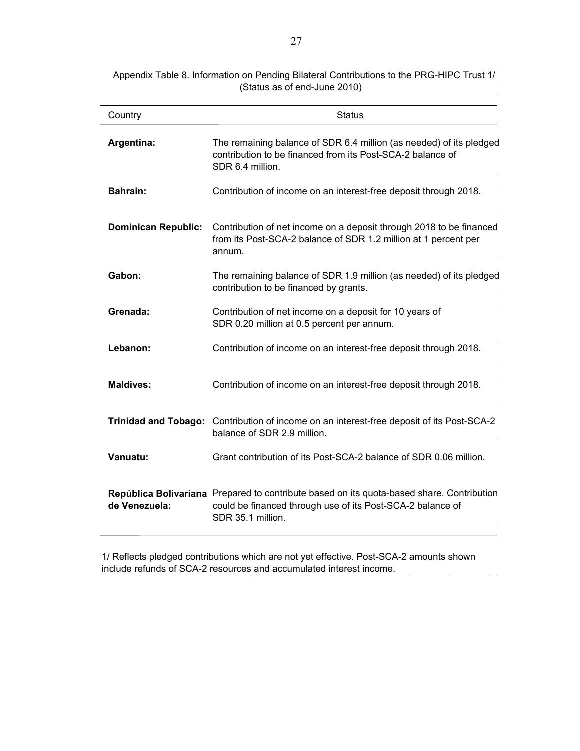Appendix Table 8. Information on Pending Bilateral Contributions to the PRG-HIPC Trust 1/
(Status as of end-June 2010)

| Country | Status |
| --- | --- |
| **Argentina:** | The remaining balance of SDR 6.4 million (as needed) of its pledged contribution to be financed from its Post-SCA-2 balance of SDR 6.4 million. |
| **Bahrain:** | Contribution of income on an interest-free deposit through 2018. |
| **Dominican Republic:** | Contribution of net income on a deposit through 2018 to be financed from its Post-SCA-2 balance of SDR 1.2 million at 1 percent per annum. |
| **Gabon:** | The remaining balance of SDR 1.9 million (as needed) of its pledged contribution to be financed by grants. |
| **Grenada:** | Contribution of net income on a deposit for 10 years of SDR 0.20 million at 0.5 percent per annum. |
| **Lebanon:** | Contribution of income on an interest-free deposit through 2018. |
| **Maldives:** | Contribution of income on an interest-free deposit through 2018. |
| **Trinidad and Tobago:** | Contribution of income on an interest-free deposit of its Post-SCA-2 balance of SDR 2.9 million. |
| **Vanuatu:** | Grant contribution of its Post-SCA-2 balance of SDR 0.06 million. |
| **República Bolivariana de Venezuela:** | Prepared to contribute based on its quota-based share. Contribution could be financed through use of its Post-SCA-2 balance of SDR 35.1 million. |

1/ Reflects pledged contributions which are not yet effective. Post-SCA-2 amounts shown include refunds of SCA-2 resources and accumulated interest income.